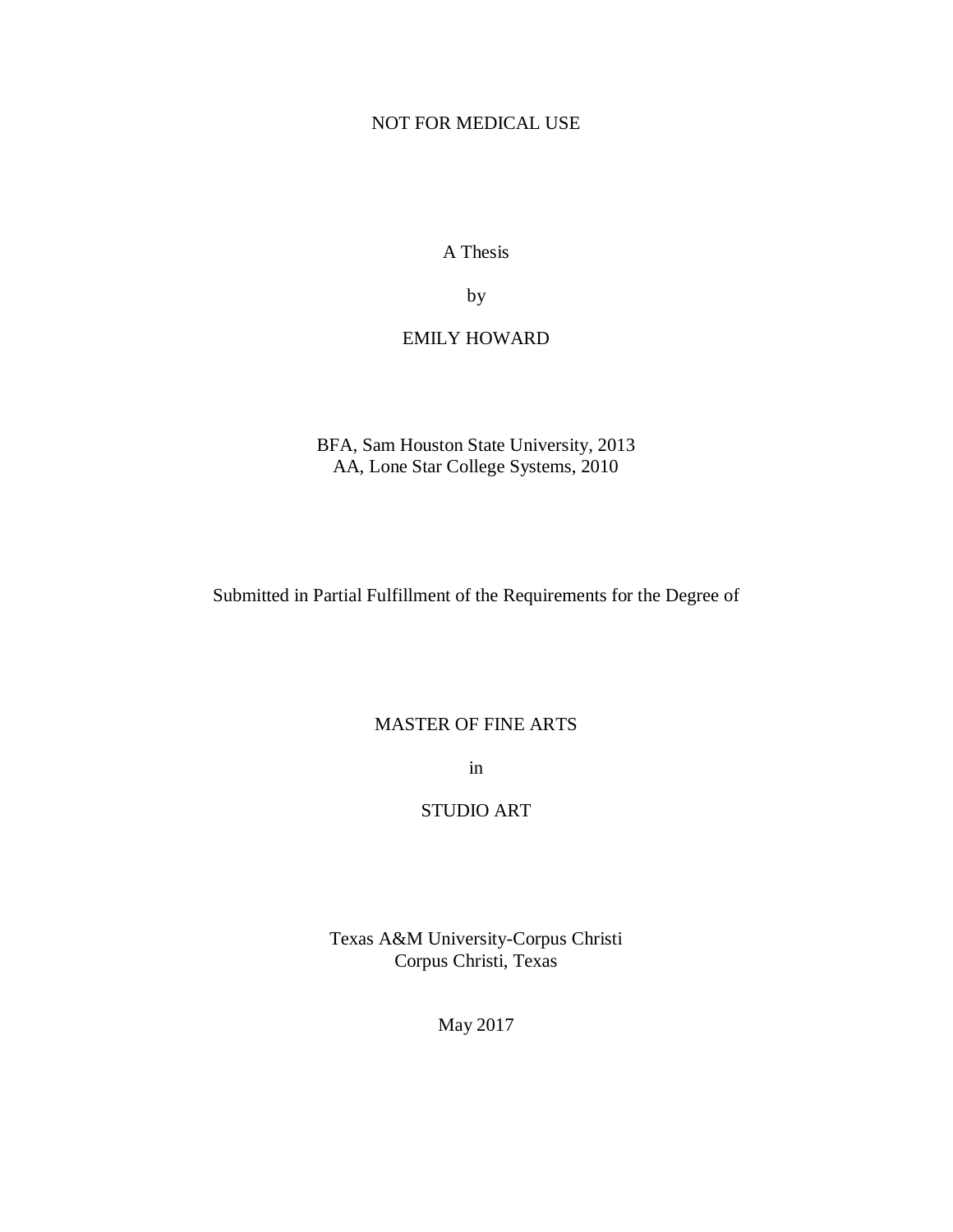# NOT FOR MEDICAL USE

A Thesis

by

EMILY HOWARD

BFA, Sam Houston State University, 2013
AA, Lone Star College Systems, 2010

Submitted in Partial Fulfillment of the Requirements for the Degree of

MASTER OF FINE ARTS

in

STUDIO ART

Texas A&M University-Corpus Christi
Corpus Christi, Texas

May 2017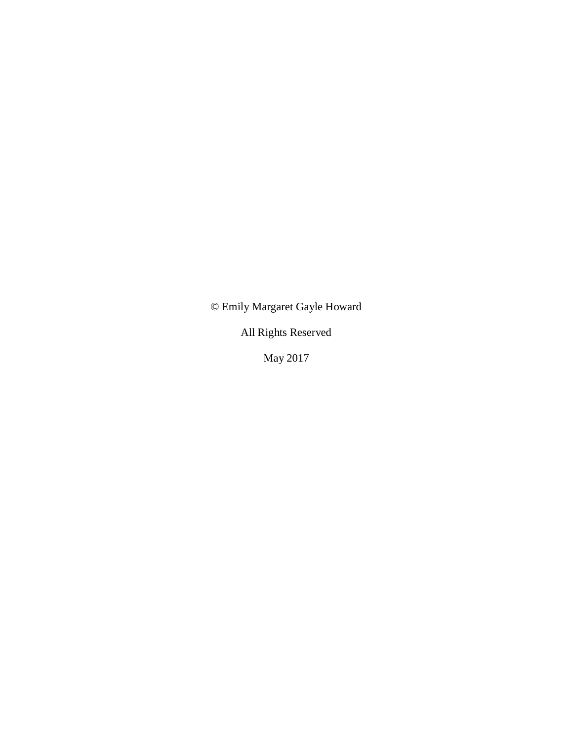© Emily Margaret Gayle Howard

All Rights Reserved

May 2017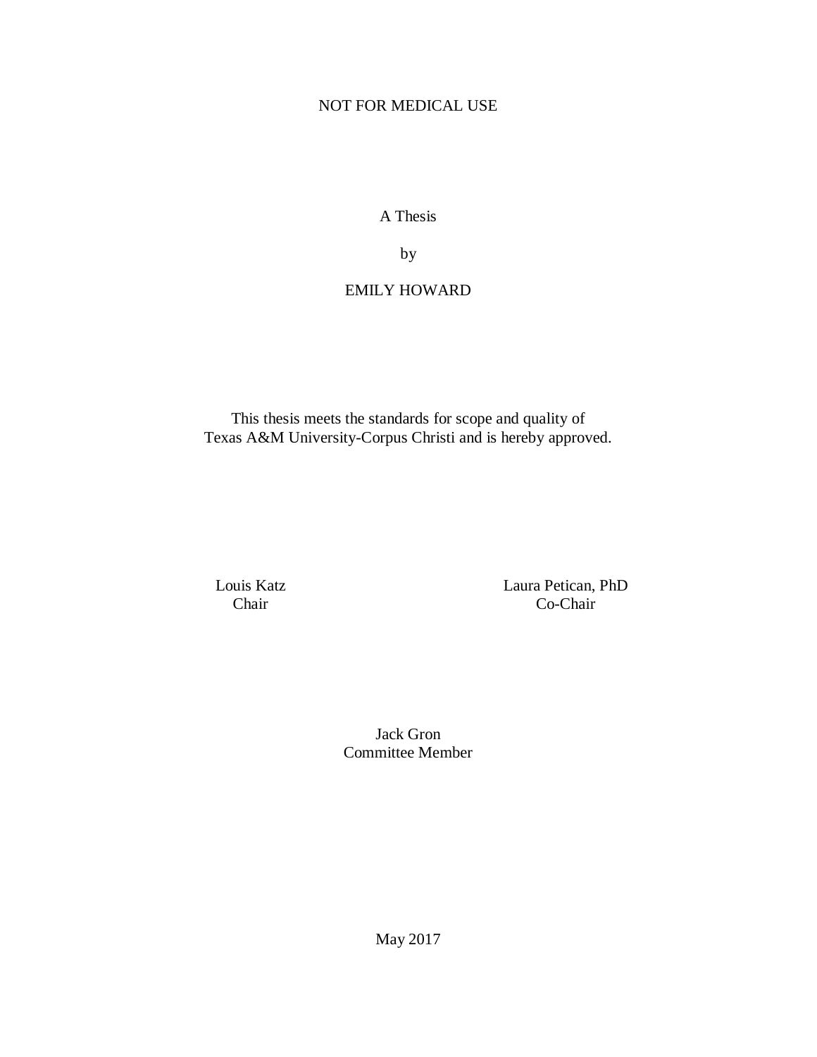NOT FOR MEDICAL USE

A Thesis

by

EMILY HOWARD

This thesis meets the standards for scope and quality of
Texas A&M University-Corpus Christi and is hereby approved.

Louis Katz
Chair

Laura Petican, PhD
Co-Chair

Jack Gron
Committee Member

May 2017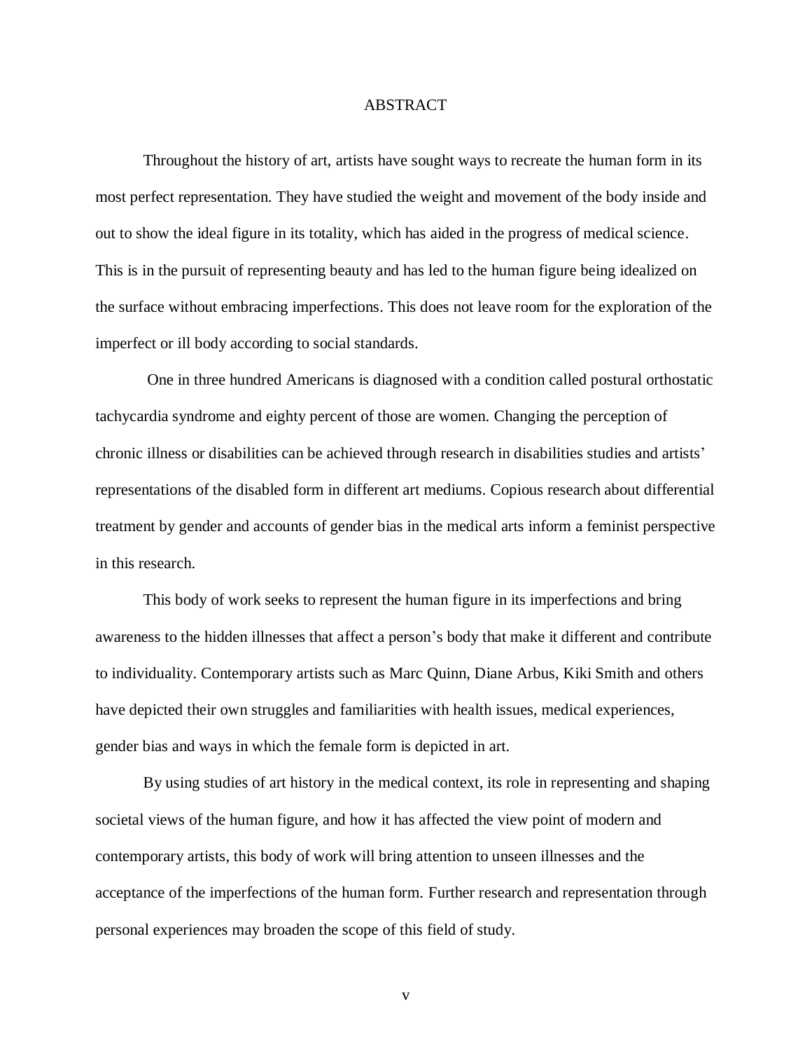# ABSTRACT

Throughout the history of art, artists have sought ways to recreate the human form in its most perfect representation. They have studied the weight and movement of the body inside and out to show the ideal figure in its totality, which has aided in the progress of medical science. This is in the pursuit of representing beauty and has led to the human figure being idealized on the surface without embracing imperfections. This does not leave room for the exploration of the imperfect or ill body according to social standards.

One in three hundred Americans is diagnosed with a condition called postural orthostatic tachycardia syndrome and eighty percent of those are women. Changing the perception of chronic illness or disabilities can be achieved through research in disabilities studies and artists' representations of the disabled form in different art mediums. Copious research about differential treatment by gender and accounts of gender bias in the medical arts inform a feminist perspective in this research.

This body of work seeks to represent the human figure in its imperfections and bring awareness to the hidden illnesses that affect a person's body that make it different and contribute to individuality. Contemporary artists such as Marc Quinn, Diane Arbus, Kiki Smith and others have depicted their own struggles and familiarities with health issues, medical experiences, gender bias and ways in which the female form is depicted in art.

By using studies of art history in the medical context, its role in representing and shaping societal views of the human figure, and how it has affected the view point of modern and contemporary artists, this body of work will bring attention to unseen illnesses and the acceptance of the imperfections of the human form. Further research and representation through personal experiences may broaden the scope of this field of study.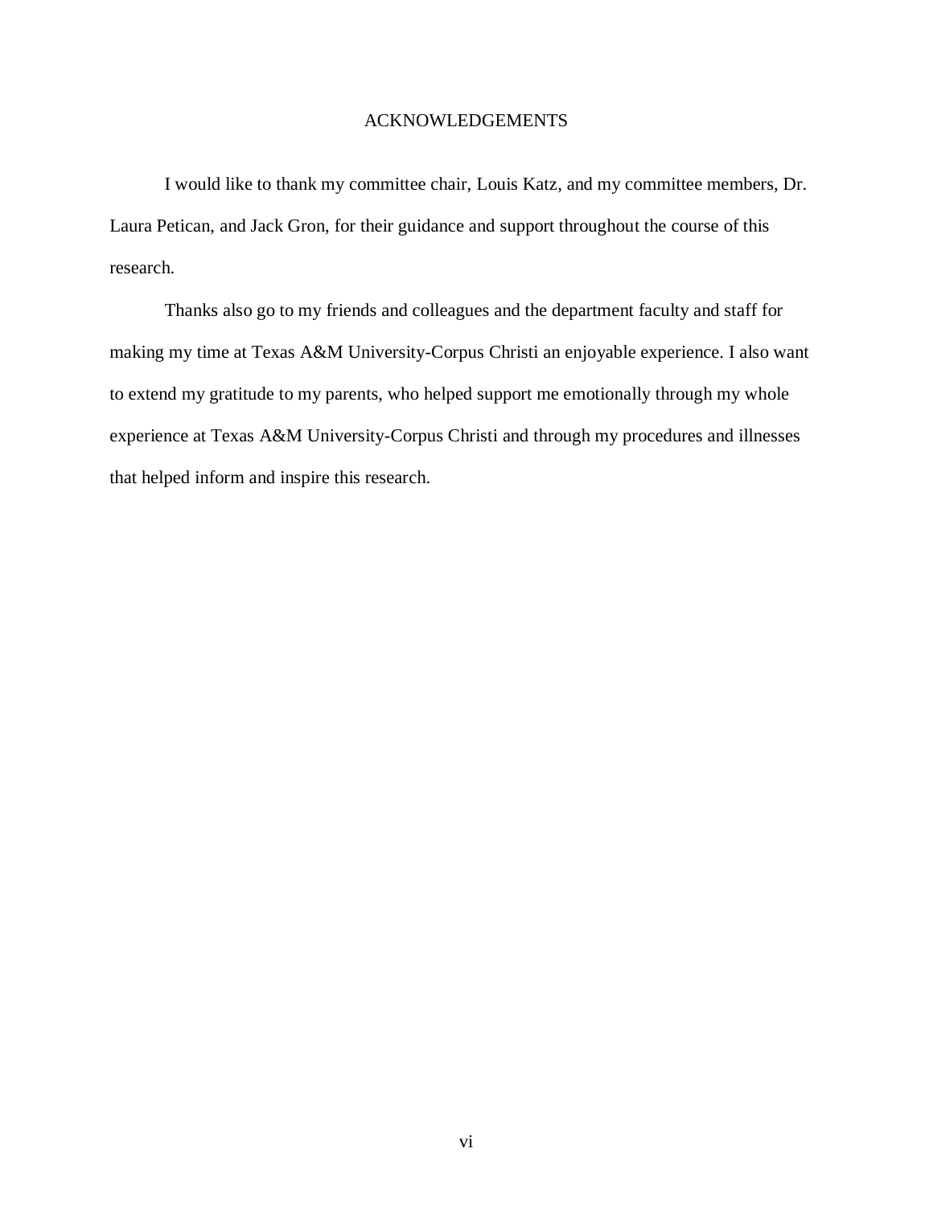# ACKNOWLEDGEMENTS

I would like to thank my committee chair, Louis Katz, and my committee members, Dr. Laura Petican, and Jack Gron, for their guidance and support throughout the course of this research.

Thanks also go to my friends and colleagues and the department faculty and staff for making my time at Texas A&M University-Corpus Christi an enjoyable experience. I also want to extend my gratitude to my parents, who helped support me emotionally through my whole experience at Texas A&M University-Corpus Christi and through my procedures and illnesses that helped inform and inspire this research.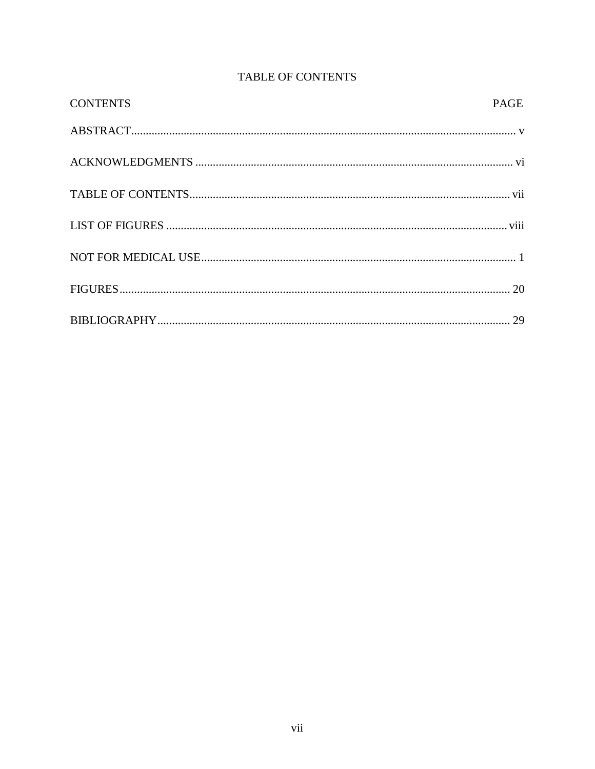# TABLE OF CONTENTS

| CONTENTS | PAGE |
| --- | --- |
| ABSTRACT | v |
| ACKNOWLEDGMENTS | vi |
| TABLE OF CONTENTS | vii |
| LIST OF FIGURES | viii |
| NOT FOR MEDICAL USE | 1 |
| FIGURES | 20 |
| BIBLIOGRAPHY | 29 |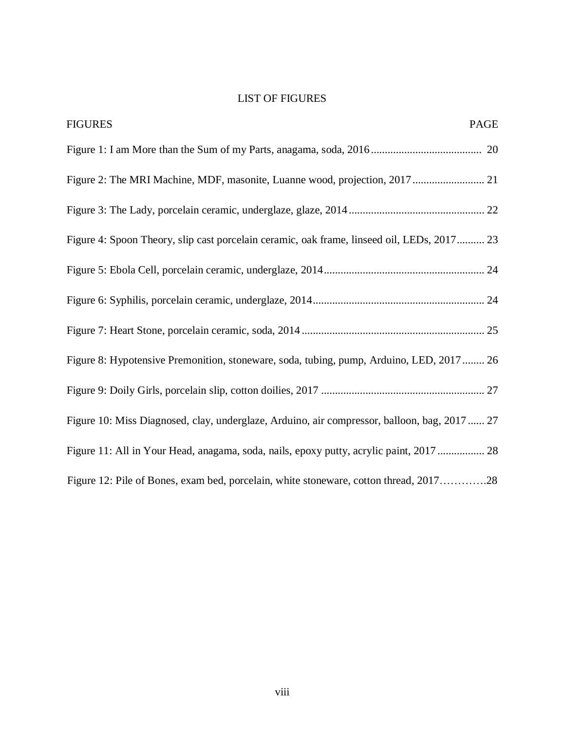# LIST OF FIGURES

| FIGURES | PAGE |
| --- | --- |
| Figure 1: I am More than the Sum of my Parts, anagama, soda, 2016 | 20 |
| Figure 2: The MRI Machine, MDF, masonite, Luanne wood, projection, 2017 | 21 |
| Figure 3: The Lady, porcelain ceramic, underglaze, glaze, 2014 | 22 |
| Figure 4: Spoon Theory, slip cast porcelain ceramic, oak frame, linseed oil, LEDs, 2017 | 23 |
| Figure 5: Ebola Cell, porcelain ceramic, underglaze, 2014 | 24 |
| Figure 6: Syphilis, porcelain ceramic, underglaze, 2014 | 24 |
| Figure 7: Heart Stone, porcelain ceramic, soda, 2014 | 25 |
| Figure 8: Hypotensive Premonition, stoneware, soda, tubing, pump, Arduino, LED, 2017 | 26 |
| Figure 9: Doily Girls, porcelain slip, cotton doilies, 2017 | 27 |
| Figure 10: Miss Diagnosed, clay, underglaze, Arduino, air compressor, balloon, bag, 2017 | 27 |
| Figure 11: All in Your Head, anagama, soda, nails, epoxy putty, acrylic paint, 2017 | 28 |
| Figure 12: Pile of Bones, exam bed, porcelain, white stoneware, cotton thread, 2017 | 28 |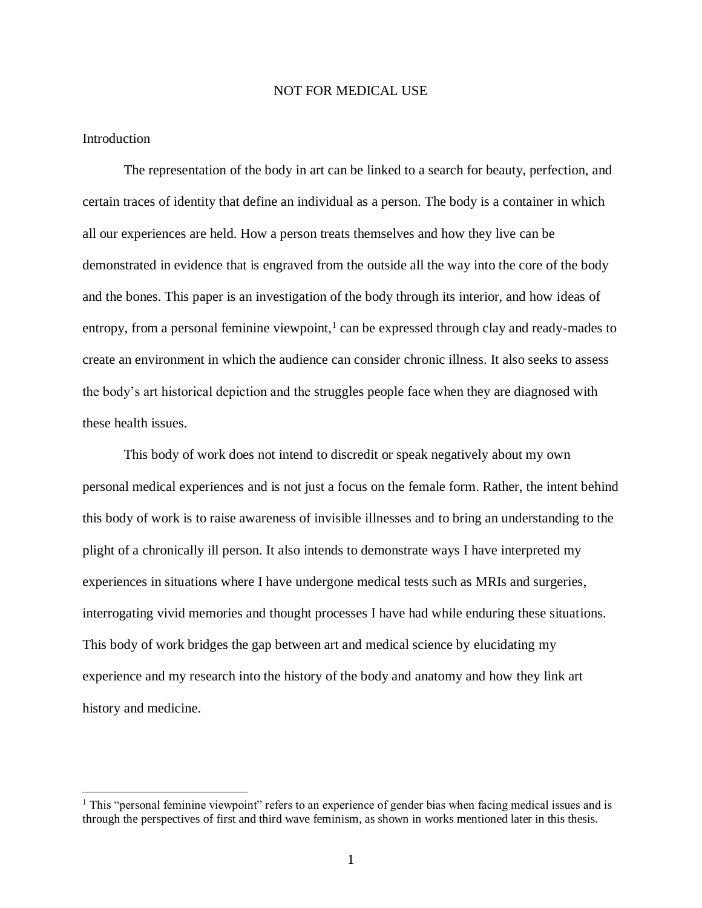# NOT FOR MEDICAL USE

## Introduction

The representation of the body in art can be linked to a search for beauty, perfection, and certain traces of identity that define an individual as a person. The body is a container in which all our experiences are held. How a person treats themselves and how they live can be demonstrated in evidence that is engraved from the outside all the way into the core of the body and the bones. This paper is an investigation of the body through its interior, and how ideas of entropy, from a personal feminine viewpoint,[1] can be expressed through clay and ready-mades to create an environment in which the audience can consider chronic illness. It also seeks to assess the body's art historical depiction and the struggles people face when they are diagnosed with these health issues.

This body of work does not intend to discredit or speak negatively about my own personal medical experiences and is not just a focus on the female form. Rather, the intent behind this body of work is to raise awareness of invisible illnesses and to bring an understanding to the plight of a chronically ill person. It also intends to demonstrate ways I have interpreted my experiences in situations where I have undergone medical tests such as MRIs and surgeries, interrogating vivid memories and thought processes I have had while enduring these situations. This body of work bridges the gap between art and medical science by elucidating my experience and my research into the history of the body and anatomy and how they link art history and medicine.

---

[1] This "personal feminine viewpoint" refers to an experience of gender bias when facing medical issues and is through the perspectives of first and third wave feminism, as shown in works mentioned later in this thesis.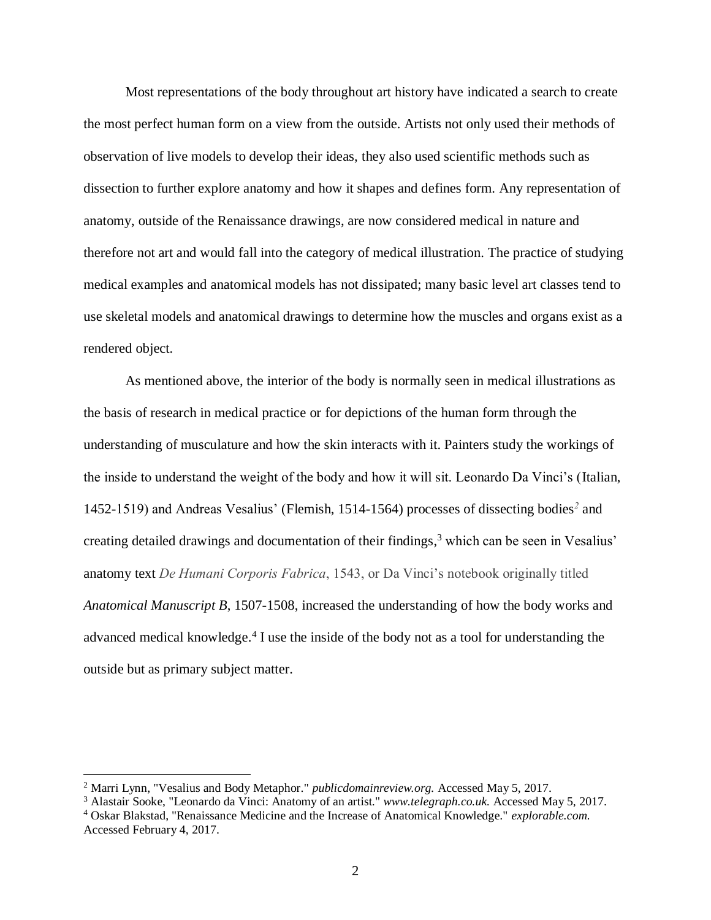Most representations of the body throughout art history have indicated a search to create the most perfect human form on a view from the outside. Artists not only used their methods of observation of live models to develop their ideas, they also used scientific methods such as dissection to further explore anatomy and how it shapes and defines form. Any representation of anatomy, outside of the Renaissance drawings, are now considered medical in nature and therefore not art and would fall into the category of medical illustration. The practice of studying medical examples and anatomical models has not dissipated; many basic level art classes tend to use skeletal models and anatomical drawings to determine how the muscles and organs exist as a rendered object.

As mentioned above, the interior of the body is normally seen in medical illustrations as the basis of research in medical practice or for depictions of the human form through the understanding of musculature and how the skin interacts with it. Painters study the workings of the inside to understand the weight of the body and how it will sit. Leonardo Da Vinci's (Italian, 1452-1519) and Andreas Vesalius' (Flemish, 1514-1564) processes of dissecting bodies[2] and creating detailed drawings and documentation of their findings,[3] which can be seen in Vesalius' anatomy text *De Humani Corporis Fabrica*, 1543, or Da Vinci's notebook originally titled *Anatomical Manuscript B,* 1507-1508, increased the understanding of how the body works and advanced medical knowledge.[4] I use the inside of the body not as a tool for understanding the outside but as primary subject matter.

---

[2] Marri Lynn, "Vesalius and Body Metaphor." *publicdomainreview.org.* Accessed May 5, 2017.

[3] Alastair Sooke, "Leonardo da Vinci: Anatomy of an artist." *www.telegraph.co.uk.* Accessed May 5, 2017.

[4] Oskar Blakstad, "Renaissance Medicine and the Increase of Anatomical Knowledge." *explorable.com.* Accessed February 4, 2017.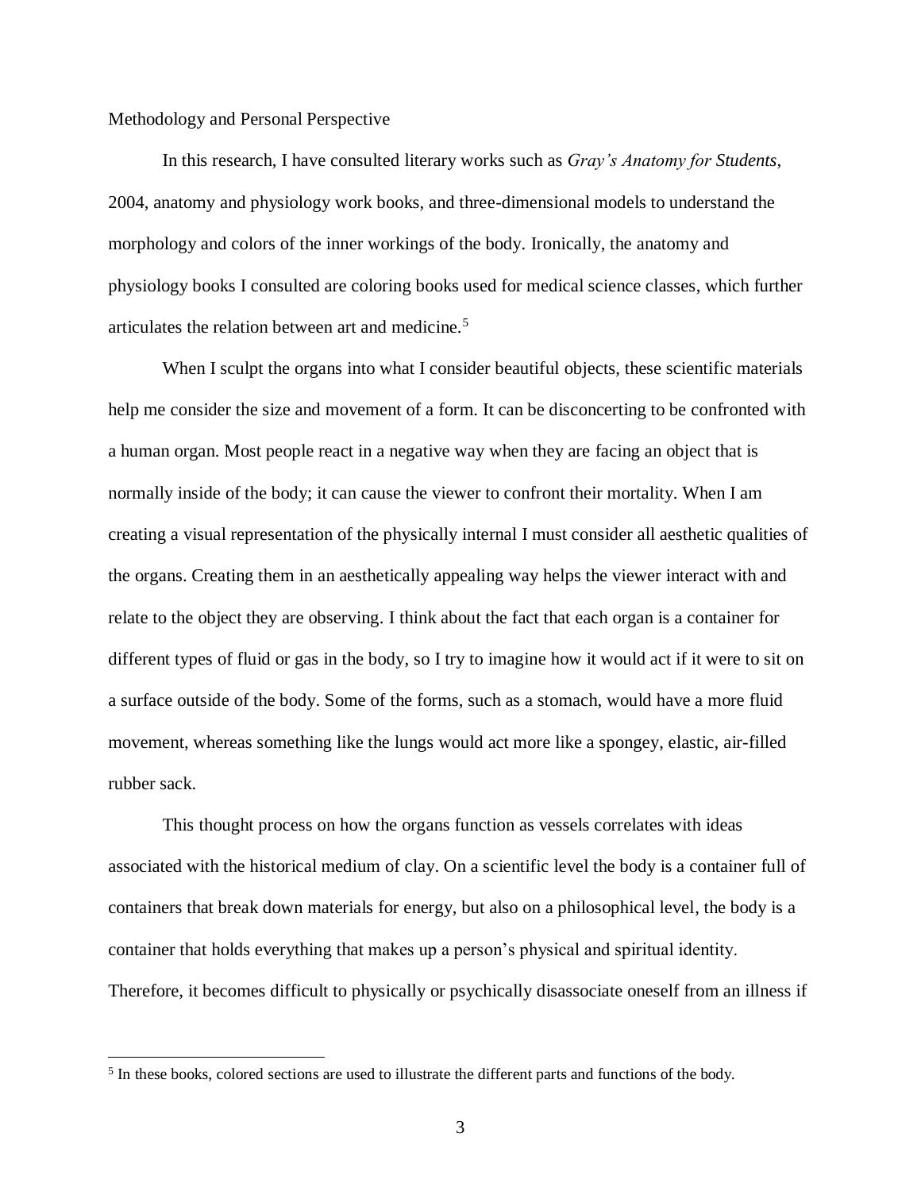## Methodology and Personal Perspective

In this research, I have consulted literary works such as *Gray's Anatomy for Students*, 2004, anatomy and physiology work books, and three-dimensional models to understand the morphology and colors of the inner workings of the body. Ironically, the anatomy and physiology books I consulted are coloring books used for medical science classes, which further articulates the relation between art and medicine.[5]

When I sculpt the organs into what I consider beautiful objects, these scientific materials help me consider the size and movement of a form. It can be disconcerting to be confronted with a human organ. Most people react in a negative way when they are facing an object that is normally inside of the body; it can cause the viewer to confront their mortality. When I am creating a visual representation of the physically internal I must consider all aesthetic qualities of the organs. Creating them in an aesthetically appealing way helps the viewer interact with and relate to the object they are observing. I think about the fact that each organ is a container for different types of fluid or gas in the body, so I try to imagine how it would act if it were to sit on a surface outside of the body. Some of the forms, such as a stomach, would have a more fluid movement, whereas something like the lungs would act more like a spongey, elastic, air-filled rubber sack.

This thought process on how the organs function as vessels correlates with ideas associated with the historical medium of clay. On a scientific level the body is a container full of containers that break down materials for energy, but also on a philosophical level, the body is a container that holds everything that makes up a person's physical and spiritual identity. Therefore, it becomes difficult to physically or psychically disassociate oneself from an illness if

[5] In these books, colored sections are used to illustrate the different parts and functions of the body.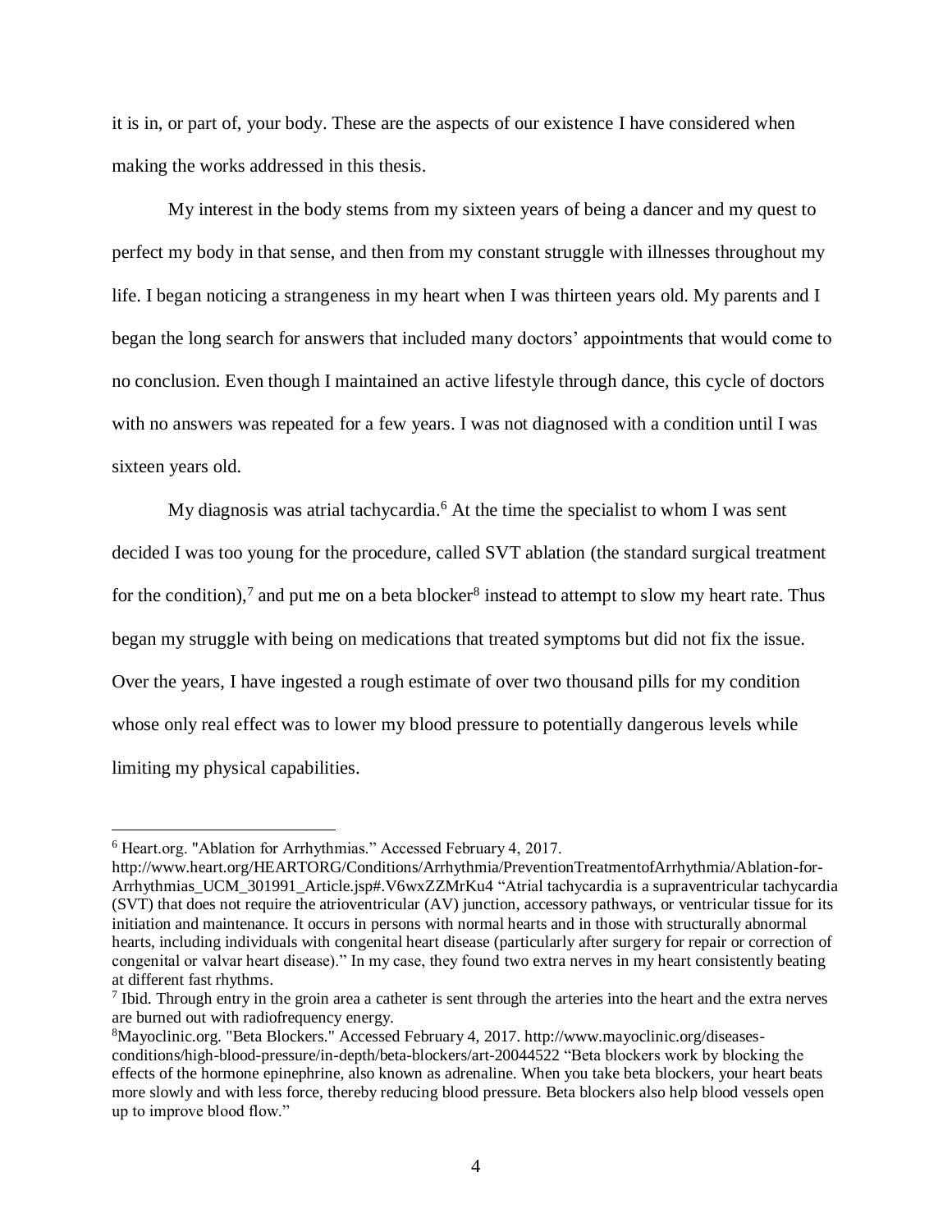it is in, or part of, your body. These are the aspects of our existence I have considered when making the works addressed in this thesis.

My interest in the body stems from my sixteen years of being a dancer and my quest to perfect my body in that sense, and then from my constant struggle with illnesses throughout my life. I began noticing a strangeness in my heart when I was thirteen years old. My parents and I began the long search for answers that included many doctors' appointments that would come to no conclusion. Even though I maintained an active lifestyle through dance, this cycle of doctors with no answers was repeated for a few years. I was not diagnosed with a condition until I was sixteen years old.

My diagnosis was atrial tachycardia.[6] At the time the specialist to whom I was sent decided I was too young for the procedure, called SVT ablation (the standard surgical treatment for the condition),[7] and put me on a beta blocker[8] instead to attempt to slow my heart rate. Thus began my struggle with being on medications that treated symptoms but did not fix the issue. Over the years, I have ingested a rough estimate of over two thousand pills for my condition whose only real effect was to lower my blood pressure to potentially dangerous levels while limiting my physical capabilities.

---

[6] Heart.org. "Ablation for Arrhythmias." Accessed February 4, 2017. http://www.heart.org/HEARTORG/Conditions/Arrhythmia/PreventionTreatmentofArrhythmia/Ablation-for-Arrhythmias_UCM_301991_Article.jsp#.V6wxZZMrKu4 "Atrial tachycardia is a supraventricular tachycardia (SVT) that does not require the atrioventricular (AV) junction, accessory pathways, or ventricular tissue for its initiation and maintenance. It occurs in persons with normal hearts and in those with structurally abnormal hearts, including individuals with congenital heart disease (particularly after surgery for repair or correction of congenital or valvar heart disease)." In my case, they found two extra nerves in my heart consistently beating at different fast rhythms.

[7] Ibid. Through entry in the groin area a catheter is sent through the arteries into the heart and the extra nerves are burned out with radiofrequency energy.

[8] Mayoclinic.org. "Beta Blockers." Accessed February 4, 2017. http://www.mayoclinic.org/diseases-conditions/high-blood-pressure/in-depth/beta-blockers/art-20044522 "Beta blockers work by blocking the effects of the hormone epinephrine, also known as adrenaline. When you take beta blockers, your heart beats more slowly and with less force, thereby reducing blood pressure. Beta blockers also help blood vessels open up to improve blood flow."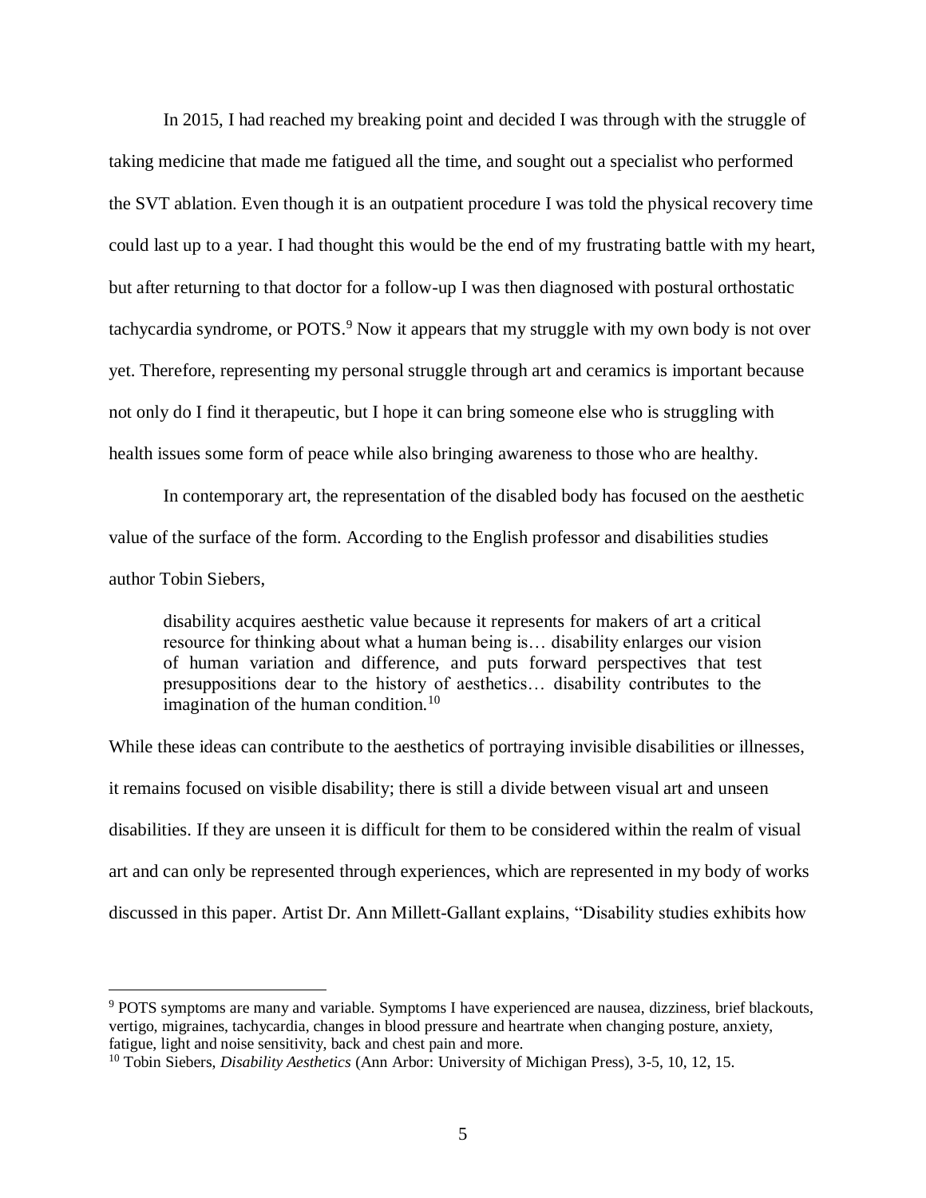In 2015, I had reached my breaking point and decided I was through with the struggle of taking medicine that made me fatigued all the time, and sought out a specialist who performed the SVT ablation. Even though it is an outpatient procedure I was told the physical recovery time could last up to a year. I had thought this would be the end of my frustrating battle with my heart, but after returning to that doctor for a follow-up I was then diagnosed with postural orthostatic tachycardia syndrome, or POTS.[9] Now it appears that my struggle with my own body is not over yet. Therefore, representing my personal struggle through art and ceramics is important because not only do I find it therapeutic, but I hope it can bring someone else who is struggling with health issues some form of peace while also bringing awareness to those who are healthy.

In contemporary art, the representation of the disabled body has focused on the aesthetic value of the surface of the form. According to the English professor and disabilities studies author Tobin Siebers,

> disability acquires aesthetic value because it represents for makers of art a critical resource for thinking about what a human being is… disability enlarges our vision of human variation and difference, and puts forward perspectives that test presuppositions dear to the history of aesthetics… disability contributes to the imagination of the human condition.[10]

While these ideas can contribute to the aesthetics of portraying invisible disabilities or illnesses, it remains focused on visible disability; there is still a divide between visual art and unseen disabilities. If they are unseen it is difficult for them to be considered within the realm of visual art and can only be represented through experiences, which are represented in my body of works discussed in this paper. Artist Dr. Ann Millett-Gallant explains, "Disability studies exhibits how

---

[9] POTS symptoms are many and variable. Symptoms I have experienced are nausea, dizziness, brief blackouts, vertigo, migraines, tachycardia, changes in blood pressure and heartrate when changing posture, anxiety, fatigue, light and noise sensitivity, back and chest pain and more.

[10] Tobin Siebers, *Disability Aesthetics* (Ann Arbor: University of Michigan Press), 3-5, 10, 12, 15.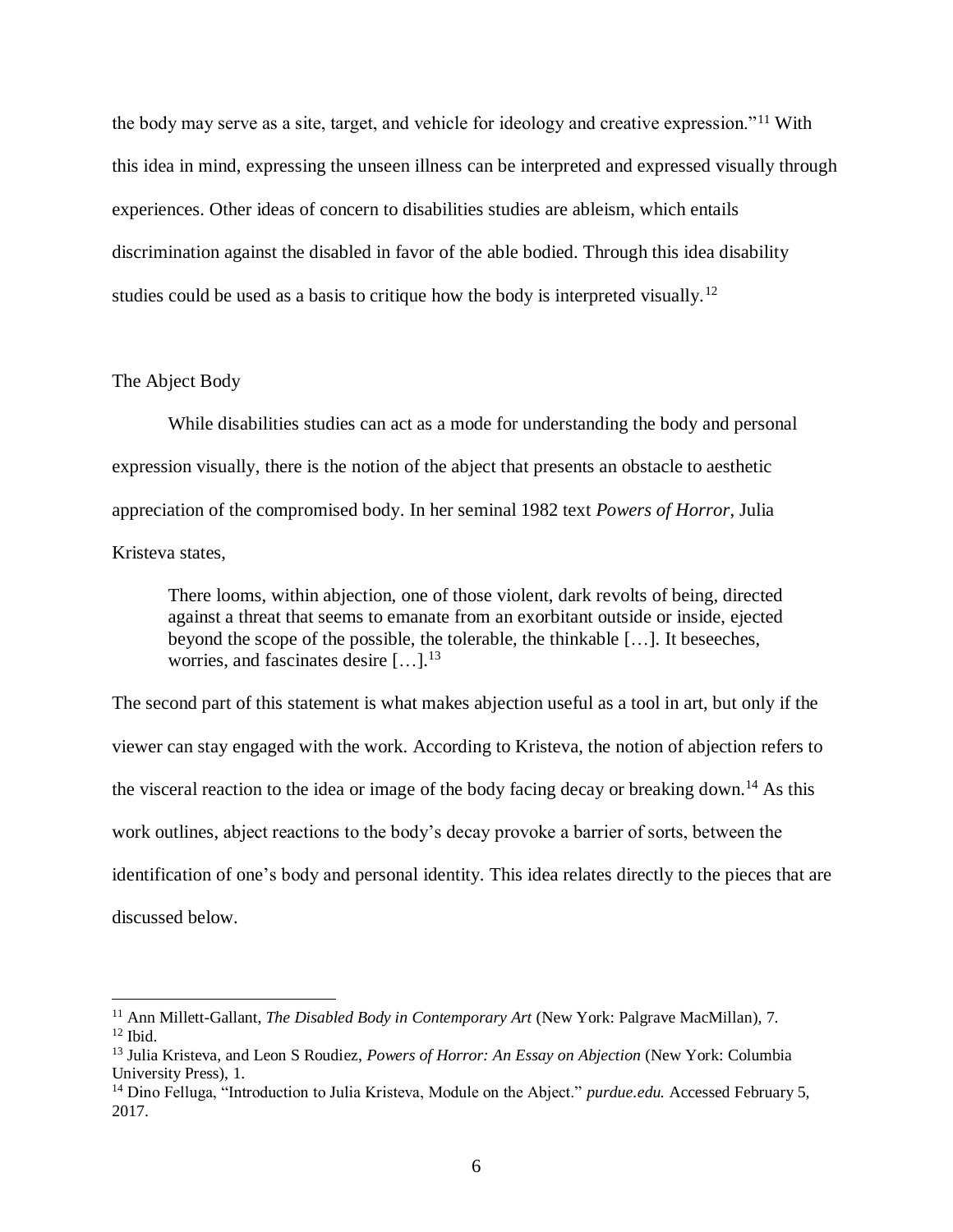the body may serve as a site, target, and vehicle for ideology and creative expression."[11] With this idea in mind, expressing the unseen illness can be interpreted and expressed visually through experiences. Other ideas of concern to disabilities studies are ableism, which entails discrimination against the disabled in favor of the able bodied. Through this idea disability studies could be used as a basis to critique how the body is interpreted visually.[12]

## The Abject Body

While disabilities studies can act as a mode for understanding the body and personal expression visually, there is the notion of the abject that presents an obstacle to aesthetic appreciation of the compromised body. In her seminal 1982 text *Powers of Horror*, Julia Kristeva states,

> There looms, within abjection, one of those violent, dark revolts of being, directed against a threat that seems to emanate from an exorbitant outside or inside, ejected beyond the scope of the possible, the tolerable, the thinkable […]. It beseeches, worries, and fascinates desire […].[13]

The second part of this statement is what makes abjection useful as a tool in art, but only if the viewer can stay engaged with the work. According to Kristeva, the notion of abjection refers to the visceral reaction to the idea or image of the body facing decay or breaking down.[14] As this work outlines, abject reactions to the body's decay provoke a barrier of sorts, between the identification of one's body and personal identity. This idea relates directly to the pieces that are discussed below.

---

[11] Ann Millett-Gallant, *The Disabled Body in Contemporary Art* (New York: Palgrave MacMillan), 7.

[12] Ibid.

[13] Julia Kristeva, and Leon S Roudiez, *Powers of Horror: An Essay on Abjection* (New York: Columbia University Press), 1.

[14] Dino Felluga, "Introduction to Julia Kristeva, Module on the Abject." *purdue.edu.* Accessed February 5, 2017.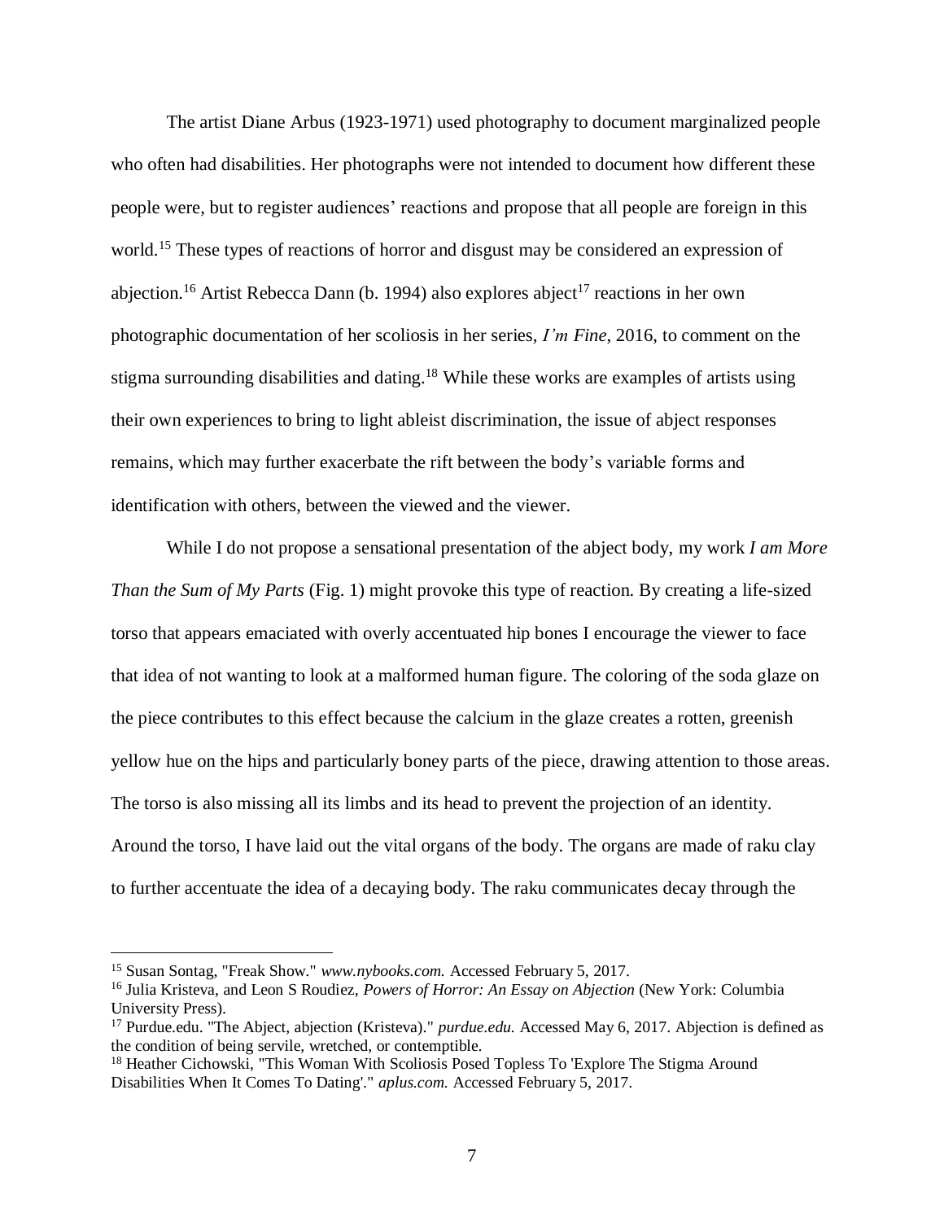The artist Diane Arbus (1923-1971) used photography to document marginalized people who often had disabilities. Her photographs were not intended to document how different these people were, but to register audiences' reactions and propose that all people are foreign in this world.[15] These types of reactions of horror and disgust may be considered an expression of abjection.[16] Artist Rebecca Dann (b. 1994) also explores abject[17] reactions in her own photographic documentation of her scoliosis in her series, *I'm Fine*, 2016, to comment on the stigma surrounding disabilities and dating.[18] While these works are examples of artists using their own experiences to bring to light ableist discrimination, the issue of abject responses remains, which may further exacerbate the rift between the body's variable forms and identification with others, between the viewed and the viewer.

While I do not propose a sensational presentation of the abject body, my work *I am More Than the Sum of My Parts* (Fig. 1) might provoke this type of reaction. By creating a life-sized torso that appears emaciated with overly accentuated hip bones I encourage the viewer to face that idea of not wanting to look at a malformed human figure. The coloring of the soda glaze on the piece contributes to this effect because the calcium in the glaze creates a rotten, greenish yellow hue on the hips and particularly boney parts of the piece, drawing attention to those areas. The torso is also missing all its limbs and its head to prevent the projection of an identity. Around the torso, I have laid out the vital organs of the body. The organs are made of raku clay to further accentuate the idea of a decaying body. The raku communicates decay through the

---

[15] Susan Sontag, "Freak Show." *www.nybooks.com.* Accessed February 5, 2017.

[16] Julia Kristeva, and Leon S Roudiez, *Powers of Horror: An Essay on Abjection* (New York: Columbia University Press).

[17] Purdue.edu. "The Abject, abjection (Kristeva)." *purdue.edu.* Accessed May 6, 2017. Abjection is defined as the condition of being servile, wretched, or contemptible.

[18] Heather Cichowski, "This Woman With Scoliosis Posed Topless To 'Explore The Stigma Around Disabilities When It Comes To Dating'." *aplus.com.* Accessed February 5, 2017.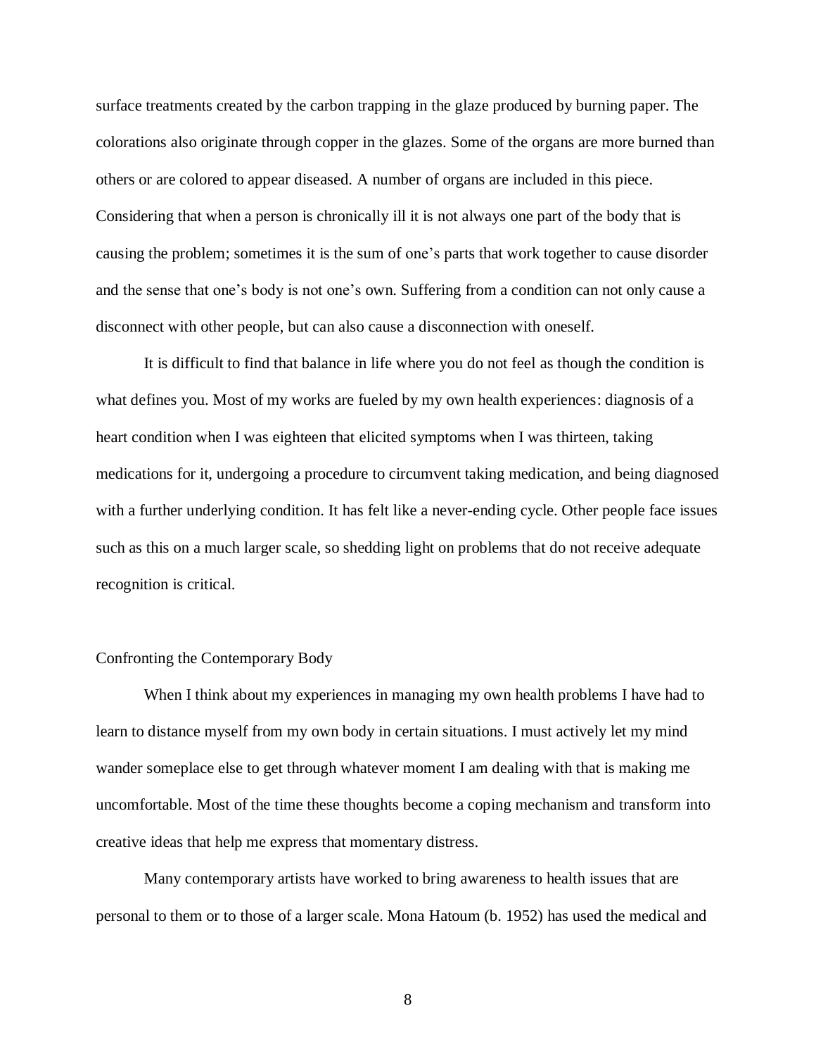surface treatments created by the carbon trapping in the glaze produced by burning paper. The colorations also originate through copper in the glazes. Some of the organs are more burned than others or are colored to appear diseased. A number of organs are included in this piece. Considering that when a person is chronically ill it is not always one part of the body that is causing the problem; sometimes it is the sum of one's parts that work together to cause disorder and the sense that one's body is not one's own. Suffering from a condition can not only cause a disconnect with other people, but can also cause a disconnection with oneself.

It is difficult to find that balance in life where you do not feel as though the condition is what defines you. Most of my works are fueled by my own health experiences: diagnosis of a heart condition when I was eighteen that elicited symptoms when I was thirteen, taking medications for it, undergoing a procedure to circumvent taking medication, and being diagnosed with a further underlying condition. It has felt like a never-ending cycle. Other people face issues such as this on a much larger scale, so shedding light on problems that do not receive adequate recognition is critical.

## Confronting the Contemporary Body

When I think about my experiences in managing my own health problems I have had to learn to distance myself from my own body in certain situations. I must actively let my mind wander someplace else to get through whatever moment I am dealing with that is making me uncomfortable. Most of the time these thoughts become a coping mechanism and transform into creative ideas that help me express that momentary distress.

Many contemporary artists have worked to bring awareness to health issues that are personal to them or to those of a larger scale. Mona Hatoum (b. 1952) has used the medical and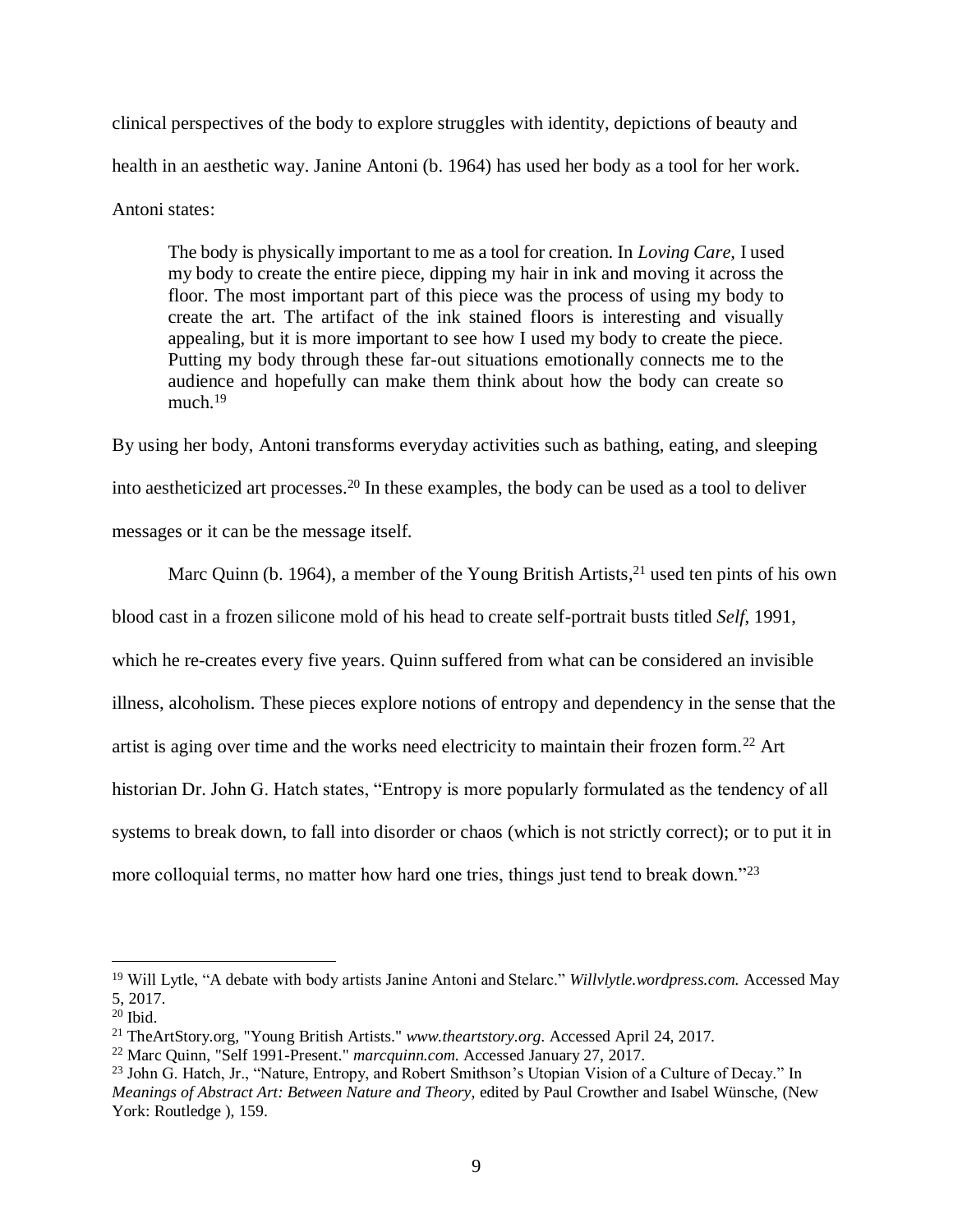clinical perspectives of the body to explore struggles with identity, depictions of beauty and health in an aesthetic way. Janine Antoni (b. 1964) has used her body as a tool for her work. Antoni states:

> The body is physically important to me as a tool for creation. In *Loving Care,* I used my body to create the entire piece, dipping my hair in ink and moving it across the floor. The most important part of this piece was the process of using my body to create the art. The artifact of the ink stained floors is interesting and visually appealing, but it is more important to see how I used my body to create the piece. Putting my body through these far-out situations emotionally connects me to the audience and hopefully can make them think about how the body can create so much.[19]

By using her body, Antoni transforms everyday activities such as bathing, eating, and sleeping into aestheticized art processes.[20] In these examples, the body can be used as a tool to deliver messages or it can be the message itself.

Marc Quinn (b. 1964), a member of the Young British Artists,[21] used ten pints of his own blood cast in a frozen silicone mold of his head to create self-portrait busts titled *Self*, 1991, which he re-creates every five years. Quinn suffered from what can be considered an invisible illness, alcoholism. These pieces explore notions of entropy and dependency in the sense that the artist is aging over time and the works need electricity to maintain their frozen form.[22] Art historian Dr. John G. Hatch states, "Entropy is more popularly formulated as the tendency of all systems to break down, to fall into disorder or chaos (which is not strictly correct); or to put it in more colloquial terms, no matter how hard one tries, things just tend to break down."[23]

---

[19] Will Lytle, "A debate with body artists Janine Antoni and Stelarc." *Willvlytle.wordpress.com.* Accessed May 5, 2017.

[20] Ibid.

[21] TheArtStory.org, "Young British Artists." *www.theartstory.org.* Accessed April 24, 2017.

[22] Marc Quinn, "Self 1991-Present." *marcquinn.com.* Accessed January 27, 2017.

[23] John G. Hatch, Jr., "Nature, Entropy, and Robert Smithson's Utopian Vision of a Culture of Decay." In *Meanings of Abstract Art: Between Nature and Theory*, edited by Paul Crowther and Isabel Wünsche, (New York: Routledge ), 159.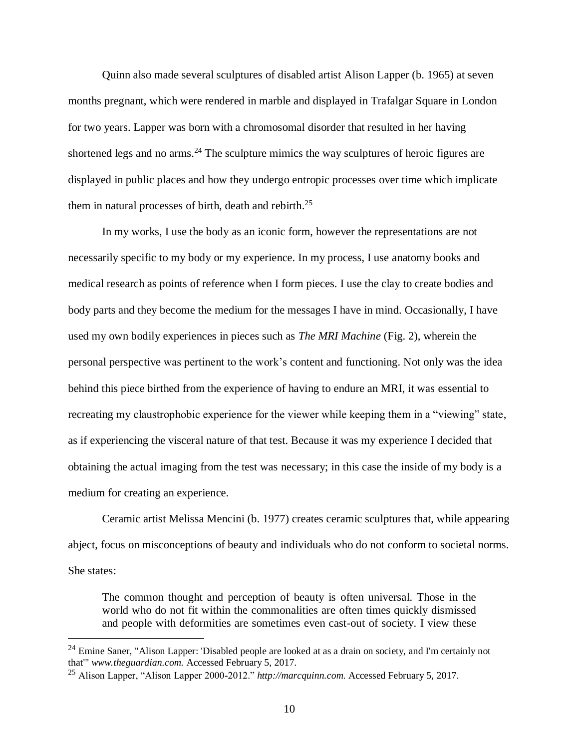Quinn also made several sculptures of disabled artist Alison Lapper (b. 1965) at seven months pregnant, which were rendered in marble and displayed in Trafalgar Square in London for two years. Lapper was born with a chromosomal disorder that resulted in her having shortened legs and no arms.[24] The sculpture mimics the way sculptures of heroic figures are displayed in public places and how they undergo entropic processes over time which implicate them in natural processes of birth, death and rebirth.[25]

In my works, I use the body as an iconic form, however the representations are not necessarily specific to my body or my experience. In my process, I use anatomy books and medical research as points of reference when I form pieces. I use the clay to create bodies and body parts and they become the medium for the messages I have in mind. Occasionally, I have used my own bodily experiences in pieces such as *The MRI Machine* (Fig. 2), wherein the personal perspective was pertinent to the work's content and functioning. Not only was the idea behind this piece birthed from the experience of having to endure an MRI, it was essential to recreating my claustrophobic experience for the viewer while keeping them in a "viewing" state, as if experiencing the visceral nature of that test. Because it was my experience I decided that obtaining the actual imaging from the test was necessary; in this case the inside of my body is a medium for creating an experience.

Ceramic artist Melissa Mencini (b. 1977) creates ceramic sculptures that, while appearing abject, focus on misconceptions of beauty and individuals who do not conform to societal norms. She states:

> The common thought and perception of beauty is often universal. Those in the world who do not fit within the commonalities are often times quickly dismissed and people with deformities are sometimes even cast-out of society. I view these

---

[24] Emine Saner, "Alison Lapper: 'Disabled people are looked at as a drain on society, and I'm certainly not that'" *www.theguardian.com.* Accessed February 5, 2017.

[25] Alison Lapper, "Alison Lapper 2000-2012." *http://marcquinn.com.* Accessed February 5, 2017.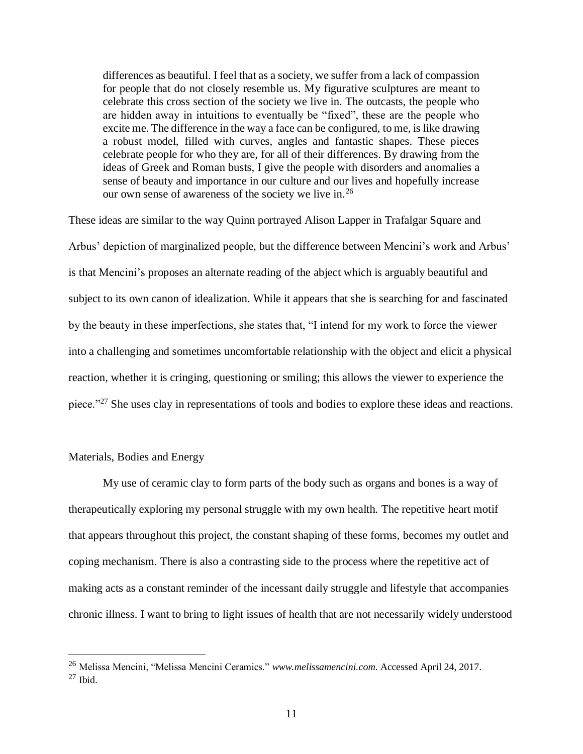> differences as beautiful. I feel that as a society, we suffer from a lack of compassion for people that do not closely resemble us. My figurative sculptures are meant to celebrate this cross section of the society we live in. The outcasts, the people who are hidden away in intuitions to eventually be "fixed", these are the people who excite me. The difference in the way a face can be configured, to me, is like drawing a robust model, filled with curves, angles and fantastic shapes. These pieces celebrate people for who they are, for all of their differences. By drawing from the ideas of Greek and Roman busts, I give the people with disorders and anomalies a sense of beauty and importance in our culture and our lives and hopefully increase our own sense of awareness of the society we live in.[26]

These ideas are similar to the way Quinn portrayed Alison Lapper in Trafalgar Square and Arbus' depiction of marginalized people, but the difference between Mencini's work and Arbus' is that Mencini's proposes an alternate reading of the abject which is arguably beautiful and subject to its own canon of idealization. While it appears that she is searching for and fascinated by the beauty in these imperfections, she states that, "I intend for my work to force the viewer into a challenging and sometimes uncomfortable relationship with the object and elicit a physical reaction, whether it is cringing, questioning or smiling; this allows the viewer to experience the piece."[27] She uses clay in representations of tools and bodies to explore these ideas and reactions.

## Materials, Bodies and Energy

My use of ceramic clay to form parts of the body such as organs and bones is a way of therapeutically exploring my personal struggle with my own health. The repetitive heart motif that appears throughout this project, the constant shaping of these forms, becomes my outlet and coping mechanism. There is also a contrasting side to the process where the repetitive act of making acts as a constant reminder of the incessant daily struggle and lifestyle that accompanies chronic illness. I want to bring to light issues of health that are not necessarily widely understood

---

[26] Melissa Mencini, "Melissa Mencini Ceramics." *www.melissamencini.com*. Accessed April 24, 2017.

[27] Ibid.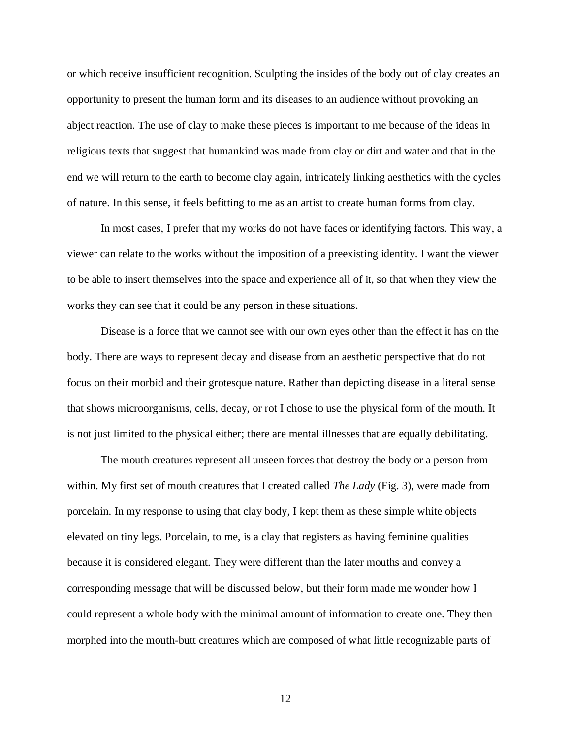or which receive insufficient recognition. Sculpting the insides of the body out of clay creates an opportunity to present the human form and its diseases to an audience without provoking an abject reaction. The use of clay to make these pieces is important to me because of the ideas in religious texts that suggest that humankind was made from clay or dirt and water and that in the end we will return to the earth to become clay again, intricately linking aesthetics with the cycles of nature. In this sense, it feels befitting to me as an artist to create human forms from clay.

In most cases, I prefer that my works do not have faces or identifying factors. This way, a viewer can relate to the works without the imposition of a preexisting identity. I want the viewer to be able to insert themselves into the space and experience all of it, so that when they view the works they can see that it could be any person in these situations.

Disease is a force that we cannot see with our own eyes other than the effect it has on the body. There are ways to represent decay and disease from an aesthetic perspective that do not focus on their morbid and their grotesque nature. Rather than depicting disease in a literal sense that shows microorganisms, cells, decay, or rot I chose to use the physical form of the mouth. It is not just limited to the physical either; there are mental illnesses that are equally debilitating.

The mouth creatures represent all unseen forces that destroy the body or a person from within. My first set of mouth creatures that I created called *The Lady* (Fig. 3), were made from porcelain. In my response to using that clay body, I kept them as these simple white objects elevated on tiny legs. Porcelain, to me, is a clay that registers as having feminine qualities because it is considered elegant. They were different than the later mouths and convey a corresponding message that will be discussed below, but their form made me wonder how I could represent a whole body with the minimal amount of information to create one. They then morphed into the mouth-butt creatures which are composed of what little recognizable parts of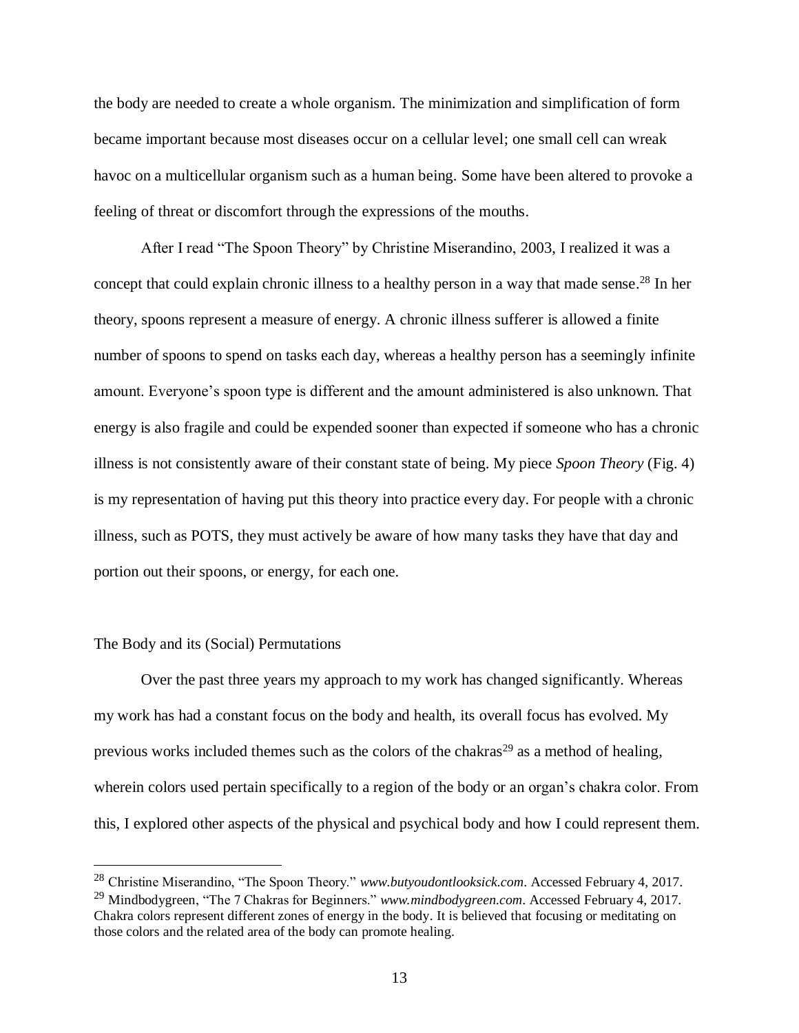the body are needed to create a whole organism. The minimization and simplification of form became important because most diseases occur on a cellular level; one small cell can wreak havoc on a multicellular organism such as a human being. Some have been altered to provoke a feeling of threat or discomfort through the expressions of the mouths.

After I read "The Spoon Theory" by Christine Miserandino, 2003, I realized it was a concept that could explain chronic illness to a healthy person in a way that made sense.[28] In her theory, spoons represent a measure of energy. A chronic illness sufferer is allowed a finite number of spoons to spend on tasks each day, whereas a healthy person has a seemingly infinite amount. Everyone's spoon type is different and the amount administered is also unknown. That energy is also fragile and could be expended sooner than expected if someone who has a chronic illness is not consistently aware of their constant state of being. My piece *Spoon Theory* (Fig. 4) is my representation of having put this theory into practice every day. For people with a chronic illness, such as POTS, they must actively be aware of how many tasks they have that day and portion out their spoons, or energy, for each one.

## The Body and its (Social) Permutations

Over the past three years my approach to my work has changed significantly. Whereas my work has had a constant focus on the body and health, its overall focus has evolved. My previous works included themes such as the colors of the chakras[29] as a method of healing, wherein colors used pertain specifically to a region of the body or an organ's chakra color. From this, I explored other aspects of the physical and psychical body and how I could represent them.

---

[28] Christine Miserandino, "The Spoon Theory." *www.butyoudontlooksick.com*. Accessed February 4, 2017.

[29] Mindbodygreen, "The 7 Chakras for Beginners." *www.mindbodygreen.com*. Accessed February 4, 2017. Chakra colors represent different zones of energy in the body. It is believed that focusing or meditating on those colors and the related area of the body can promote healing.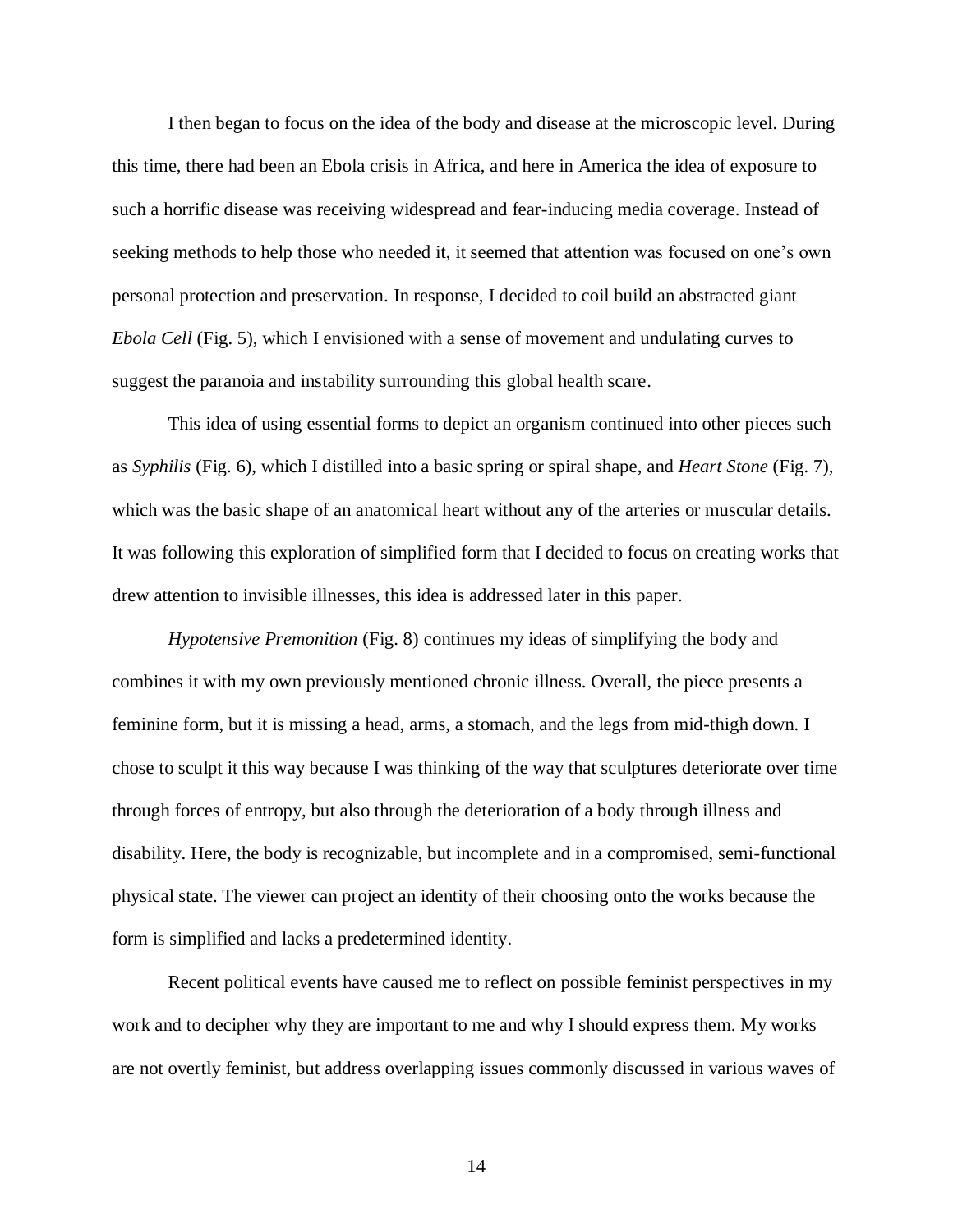I then began to focus on the idea of the body and disease at the microscopic level. During this time, there had been an Ebola crisis in Africa, and here in America the idea of exposure to such a horrific disease was receiving widespread and fear-inducing media coverage. Instead of seeking methods to help those who needed it, it seemed that attention was focused on one's own personal protection and preservation. In response, I decided to coil build an abstracted giant *Ebola Cell* (Fig. 5), which I envisioned with a sense of movement and undulating curves to suggest the paranoia and instability surrounding this global health scare.

This idea of using essential forms to depict an organism continued into other pieces such as *Syphilis* (Fig. 6), which I distilled into a basic spring or spiral shape, and *Heart Stone* (Fig. 7), which was the basic shape of an anatomical heart without any of the arteries or muscular details. It was following this exploration of simplified form that I decided to focus on creating works that drew attention to invisible illnesses, this idea is addressed later in this paper.

*Hypotensive Premonition* (Fig. 8) continues my ideas of simplifying the body and combines it with my own previously mentioned chronic illness. Overall, the piece presents a feminine form, but it is missing a head, arms, a stomach, and the legs from mid-thigh down. I chose to sculpt it this way because I was thinking of the way that sculptures deteriorate over time through forces of entropy, but also through the deterioration of a body through illness and disability. Here, the body is recognizable, but incomplete and in a compromised, semi-functional physical state. The viewer can project an identity of their choosing onto the works because the form is simplified and lacks a predetermined identity.

Recent political events have caused me to reflect on possible feminist perspectives in my work and to decipher why they are important to me and why I should express them. My works are not overtly feminist, but address overlapping issues commonly discussed in various waves of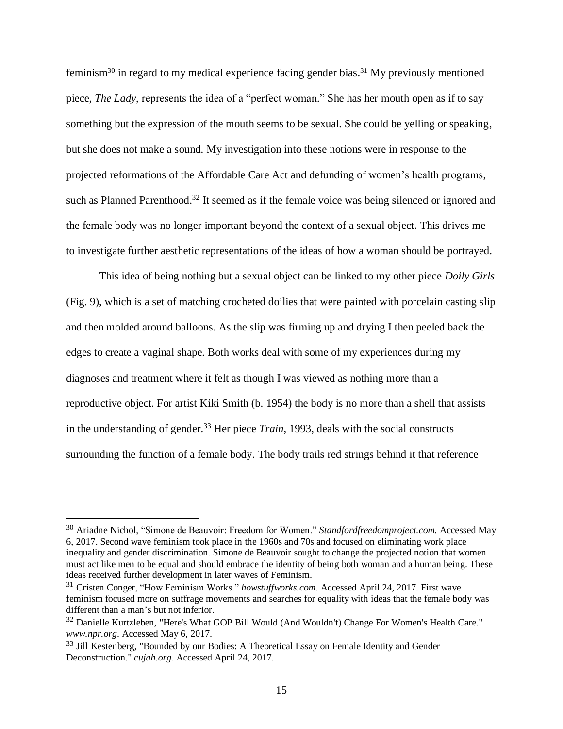feminism[30] in regard to my medical experience facing gender bias.[31] My previously mentioned piece, *The Lady*, represents the idea of a "perfect woman." She has her mouth open as if to say something but the expression of the mouth seems to be sexual. She could be yelling or speaking, but she does not make a sound. My investigation into these notions were in response to the projected reformations of the Affordable Care Act and defunding of women's health programs, such as Planned Parenthood.[32] It seemed as if the female voice was being silenced or ignored and the female body was no longer important beyond the context of a sexual object. This drives me to investigate further aesthetic representations of the ideas of how a woman should be portrayed.

This idea of being nothing but a sexual object can be linked to my other piece *Doily Girls* (Fig. 9), which is a set of matching crocheted doilies that were painted with porcelain casting slip and then molded around balloons. As the slip was firming up and drying I then peeled back the edges to create a vaginal shape. Both works deal with some of my experiences during my diagnoses and treatment where it felt as though I was viewed as nothing more than a reproductive object. For artist Kiki Smith (b. 1954) the body is no more than a shell that assists in the understanding of gender.[33] Her piece *Train*, 1993, deals with the social constructs surrounding the function of a female body. The body trails red strings behind it that reference

---

[30] Ariadne Nichol, "Simone de Beauvoir: Freedom for Women." *Standfordfreedomproject.com.* Accessed May 6, 2017. Second wave feminism took place in the 1960s and 70s and focused on eliminating work place inequality and gender discrimination. Simone de Beauvoir sought to change the projected notion that women must act like men to be equal and should embrace the identity of being both woman and a human being. These ideas received further development in later waves of Feminism.

[31] Cristen Conger, "How Feminism Works." *howstuffworks.com.* Accessed April 24, 2017. First wave feminism focused more on suffrage movements and searches for equality with ideas that the female body was different than a man's but not inferior.

[32] Danielle Kurtzleben, "Here's What GOP Bill Would (And Wouldn't) Change For Women's Health Care." *www.npr.org*. Accessed May 6, 2017.

[33] Jill Kestenberg, "Bounded by our Bodies: A Theoretical Essay on Female Identity and Gender Deconstruction." *cujah.org.* Accessed April 24, 2017.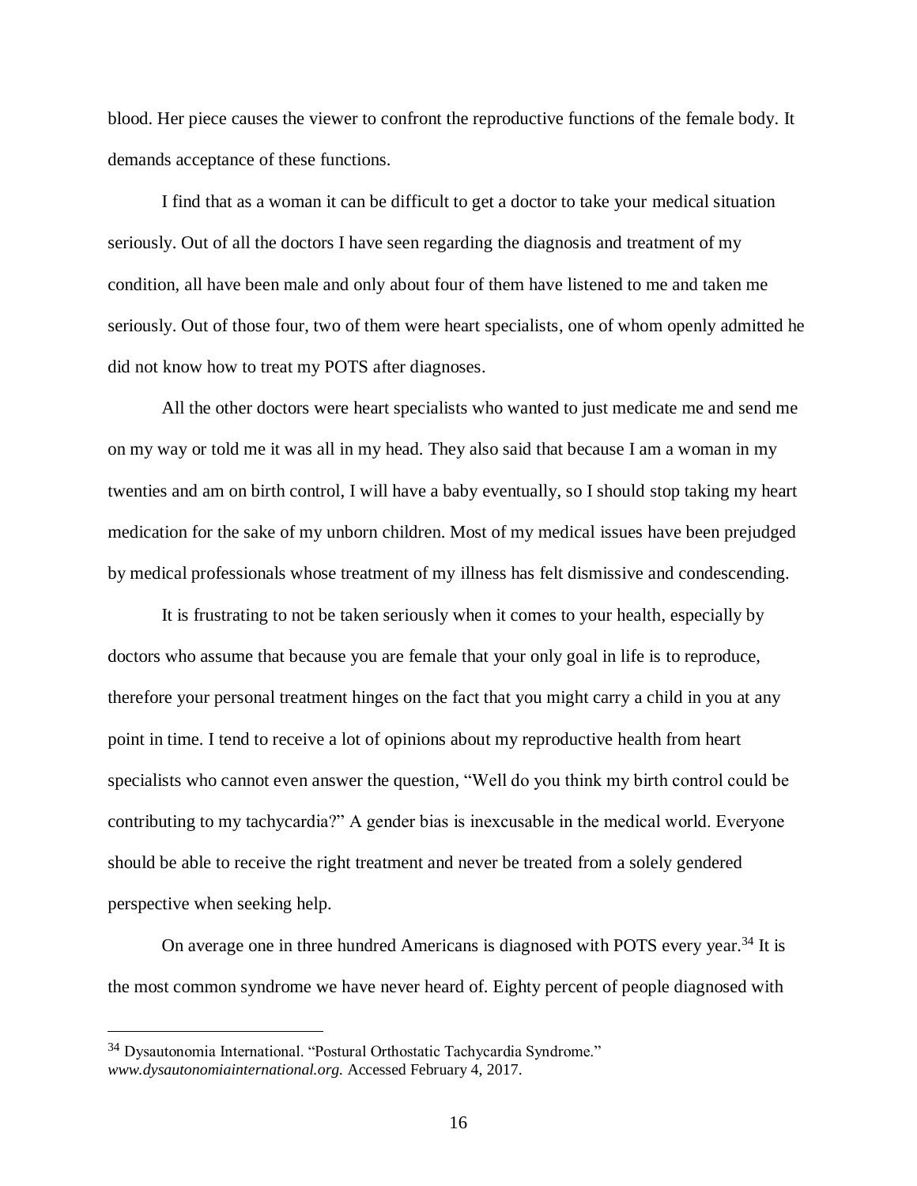blood. Her piece causes the viewer to confront the reproductive functions of the female body. It demands acceptance of these functions.

I find that as a woman it can be difficult to get a doctor to take your medical situation seriously. Out of all the doctors I have seen regarding the diagnosis and treatment of my condition, all have been male and only about four of them have listened to me and taken me seriously. Out of those four, two of them were heart specialists, one of whom openly admitted he did not know how to treat my POTS after diagnoses.

All the other doctors were heart specialists who wanted to just medicate me and send me on my way or told me it was all in my head. They also said that because I am a woman in my twenties and am on birth control, I will have a baby eventually, so I should stop taking my heart medication for the sake of my unborn children. Most of my medical issues have been prejudged by medical professionals whose treatment of my illness has felt dismissive and condescending.

It is frustrating to not be taken seriously when it comes to your health, especially by doctors who assume that because you are female that your only goal in life is to reproduce, therefore your personal treatment hinges on the fact that you might carry a child in you at any point in time. I tend to receive a lot of opinions about my reproductive health from heart specialists who cannot even answer the question, "Well do you think my birth control could be contributing to my tachycardia?" A gender bias is inexcusable in the medical world. Everyone should be able to receive the right treatment and never be treated from a solely gendered perspective when seeking help.

On average one in three hundred Americans is diagnosed with POTS every year.[34] It is the most common syndrome we have never heard of. Eighty percent of people diagnosed with

---

[34] Dysautonomia International. "Postural Orthostatic Tachycardia Syndrome." *www.dysautonomiainternational.org.* Accessed February 4, 2017.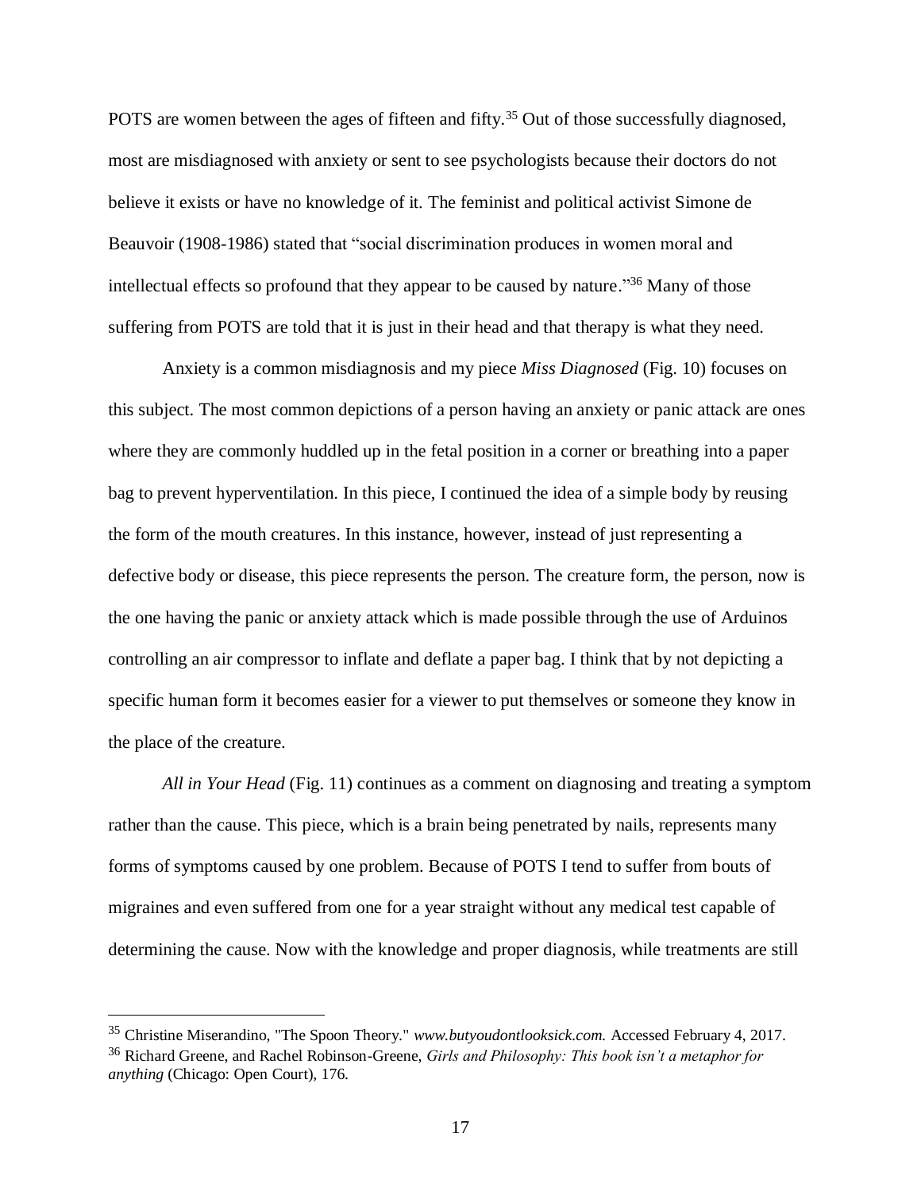POTS are women between the ages of fifteen and fifty.[35] Out of those successfully diagnosed, most are misdiagnosed with anxiety or sent to see psychologists because their doctors do not believe it exists or have no knowledge of it. The feminist and political activist Simone de Beauvoir (1908-1986) stated that "social discrimination produces in women moral and intellectual effects so profound that they appear to be caused by nature."[36] Many of those suffering from POTS are told that it is just in their head and that therapy is what they need.

Anxiety is a common misdiagnosis and my piece *Miss Diagnosed* (Fig. 10) focuses on this subject. The most common depictions of a person having an anxiety or panic attack are ones where they are commonly huddled up in the fetal position in a corner or breathing into a paper bag to prevent hyperventilation. In this piece, I continued the idea of a simple body by reusing the form of the mouth creatures. In this instance, however, instead of just representing a defective body or disease, this piece represents the person. The creature form, the person, now is the one having the panic or anxiety attack which is made possible through the use of Arduinos controlling an air compressor to inflate and deflate a paper bag. I think that by not depicting a specific human form it becomes easier for a viewer to put themselves or someone they know in the place of the creature.

*All in Your Head* (Fig. 11) continues as a comment on diagnosing and treating a symptom rather than the cause. This piece, which is a brain being penetrated by nails, represents many forms of symptoms caused by one problem. Because of POTS I tend to suffer from bouts of migraines and even suffered from one for a year straight without any medical test capable of determining the cause. Now with the knowledge and proper diagnosis, while treatments are still

---

[35] Christine Miserandino, "The Spoon Theory." *www.butyoudontlooksick.com.* Accessed February 4, 2017.

[36] Richard Greene, and Rachel Robinson-Greene, *Girls and Philosophy: This book isn't a metaphor for anything* (Chicago: Open Court), 176.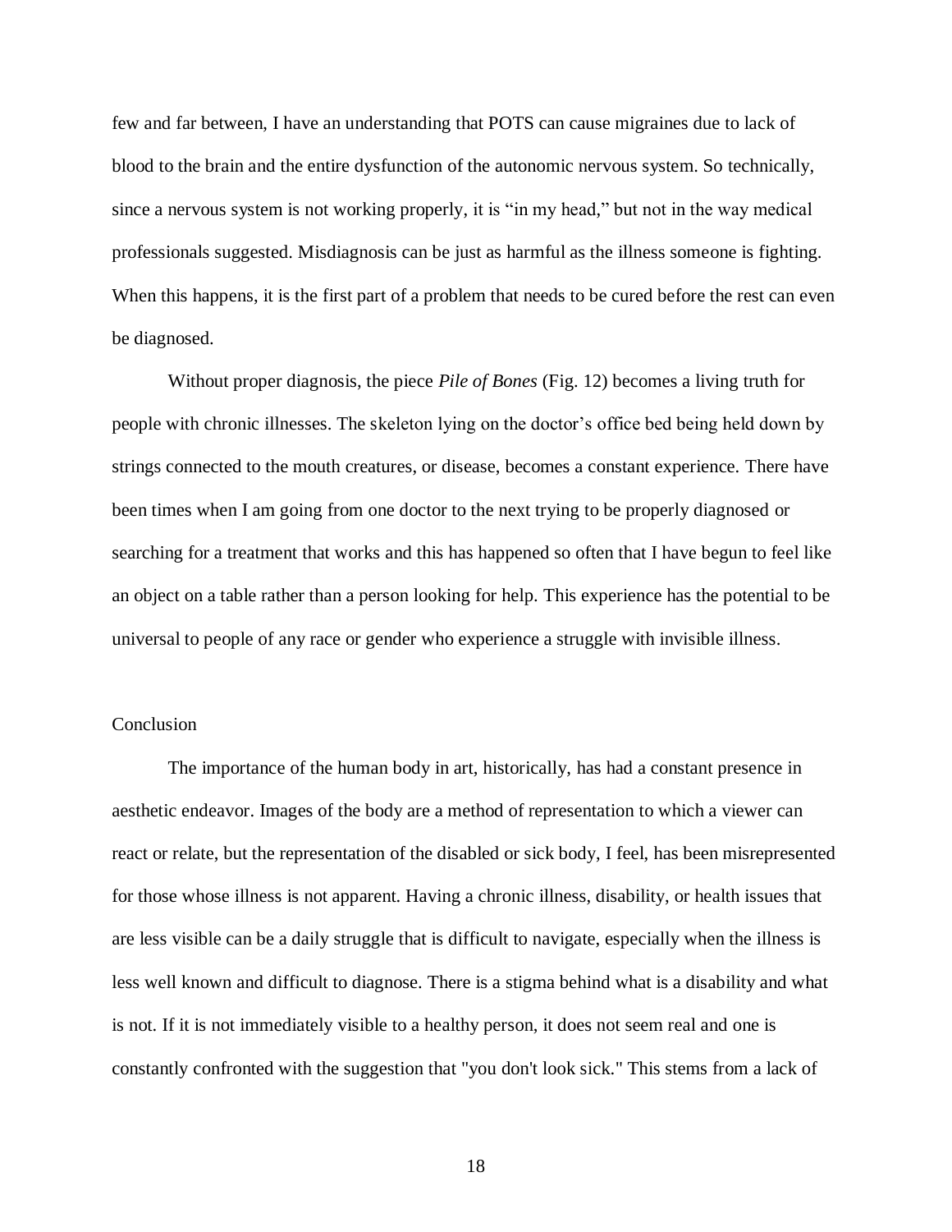few and far between, I have an understanding that POTS can cause migraines due to lack of blood to the brain and the entire dysfunction of the autonomic nervous system. So technically, since a nervous system is not working properly, it is "in my head," but not in the way medical professionals suggested. Misdiagnosis can be just as harmful as the illness someone is fighting. When this happens, it is the first part of a problem that needs to be cured before the rest can even be diagnosed.

Without proper diagnosis, the piece *Pile of Bones* (Fig. 12) becomes a living truth for people with chronic illnesses. The skeleton lying on the doctor's office bed being held down by strings connected to the mouth creatures, or disease, becomes a constant experience. There have been times when I am going from one doctor to the next trying to be properly diagnosed or searching for a treatment that works and this has happened so often that I have begun to feel like an object on a table rather than a person looking for help. This experience has the potential to be universal to people of any race or gender who experience a struggle with invisible illness.

## Conclusion

The importance of the human body in art, historically, has had a constant presence in aesthetic endeavor. Images of the body are a method of representation to which a viewer can react or relate, but the representation of the disabled or sick body, I feel, has been misrepresented for those whose illness is not apparent. Having a chronic illness, disability, or health issues that are less visible can be a daily struggle that is difficult to navigate, especially when the illness is less well known and difficult to diagnose. There is a stigma behind what is a disability and what is not. If it is not immediately visible to a healthy person, it does not seem real and one is constantly confronted with the suggestion that "you don't look sick." This stems from a lack of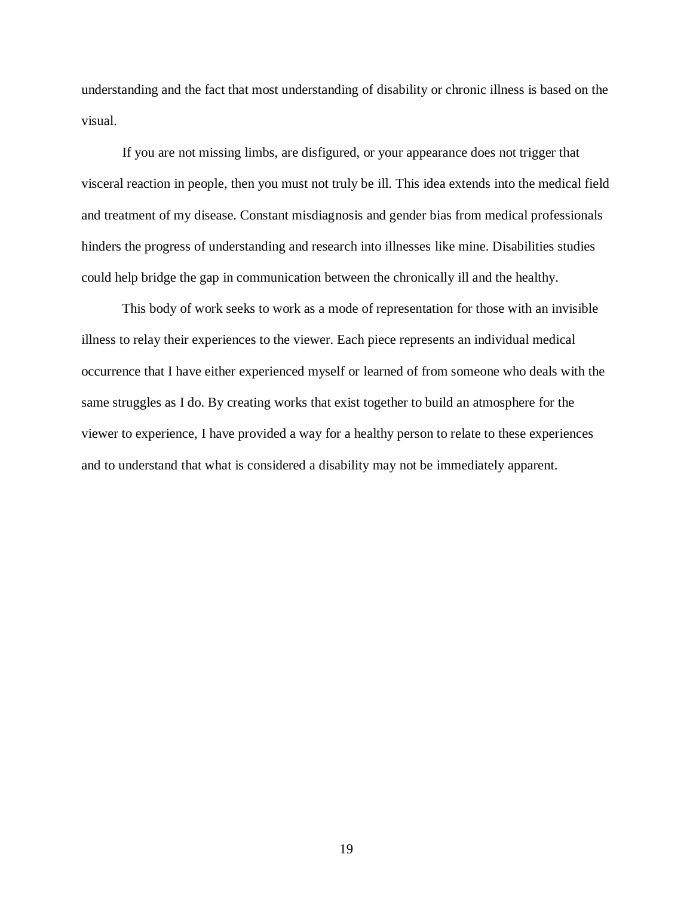understanding and the fact that most understanding of disability or chronic illness is based on the visual.

If you are not missing limbs, are disfigured, or your appearance does not trigger that visceral reaction in people, then you must not truly be ill. This idea extends into the medical field and treatment of my disease. Constant misdiagnosis and gender bias from medical professionals hinders the progress of understanding and research into illnesses like mine. Disabilities studies could help bridge the gap in communication between the chronically ill and the healthy.

This body of work seeks to work as a mode of representation for those with an invisible illness to relay their experiences to the viewer. Each piece represents an individual medical occurrence that I have either experienced myself or learned of from someone who deals with the same struggles as I do. By creating works that exist together to build an atmosphere for the viewer to experience, I have provided a way for a healthy person to relate to these experiences and to understand that what is considered a disability may not be immediately apparent.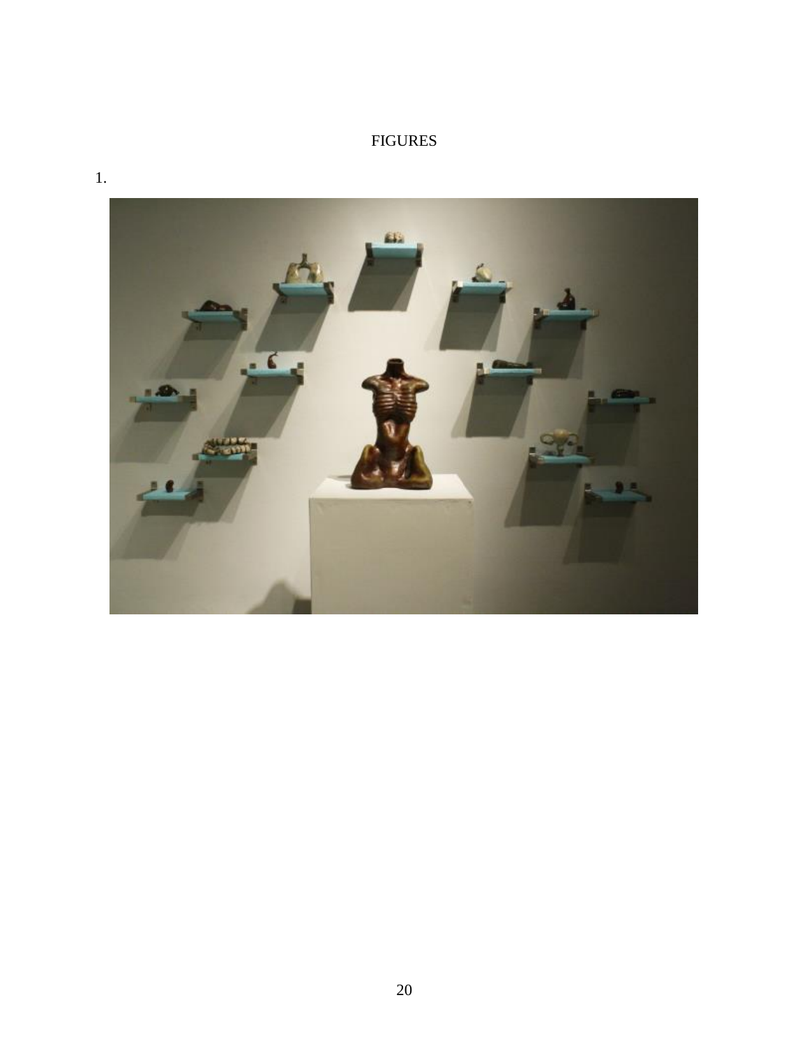# FIGURES

1.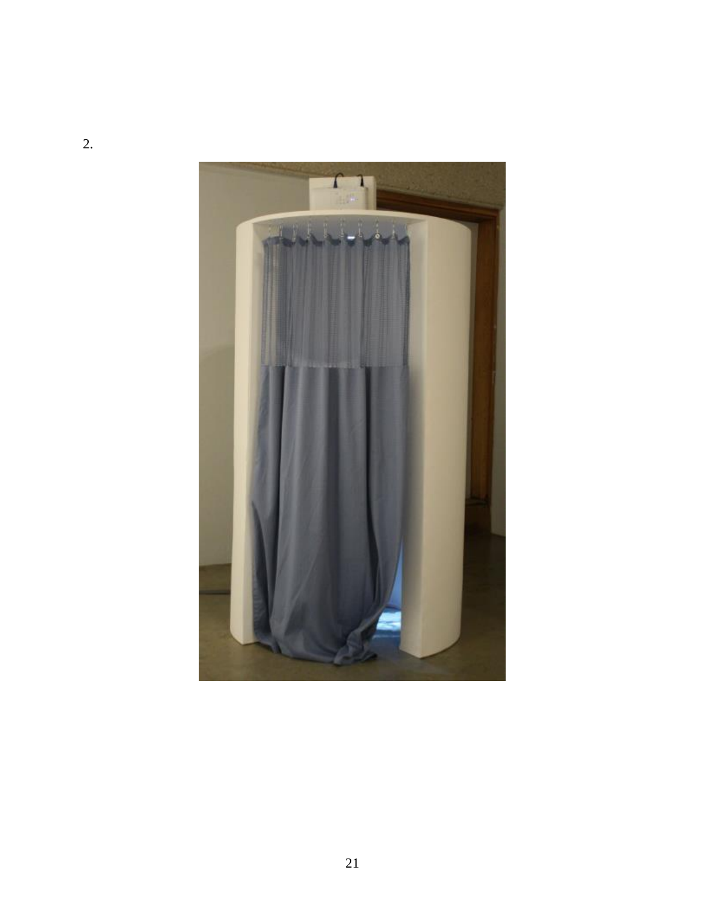2.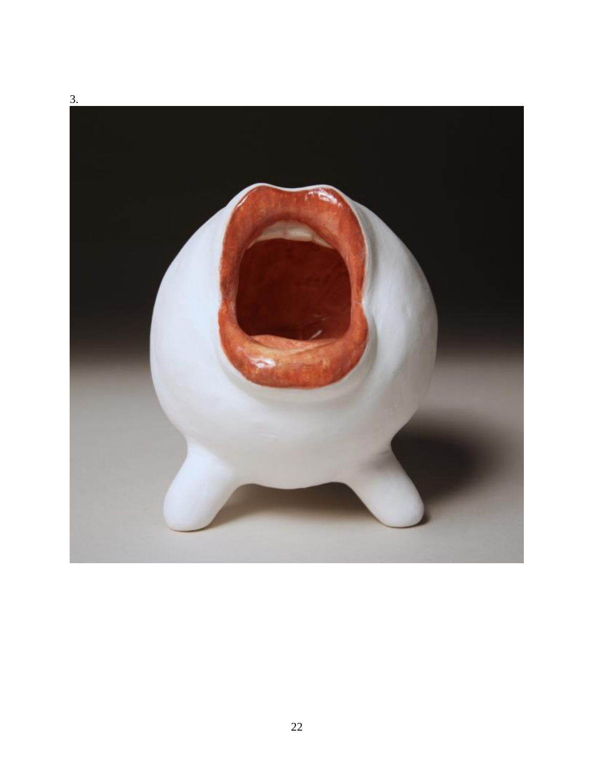3.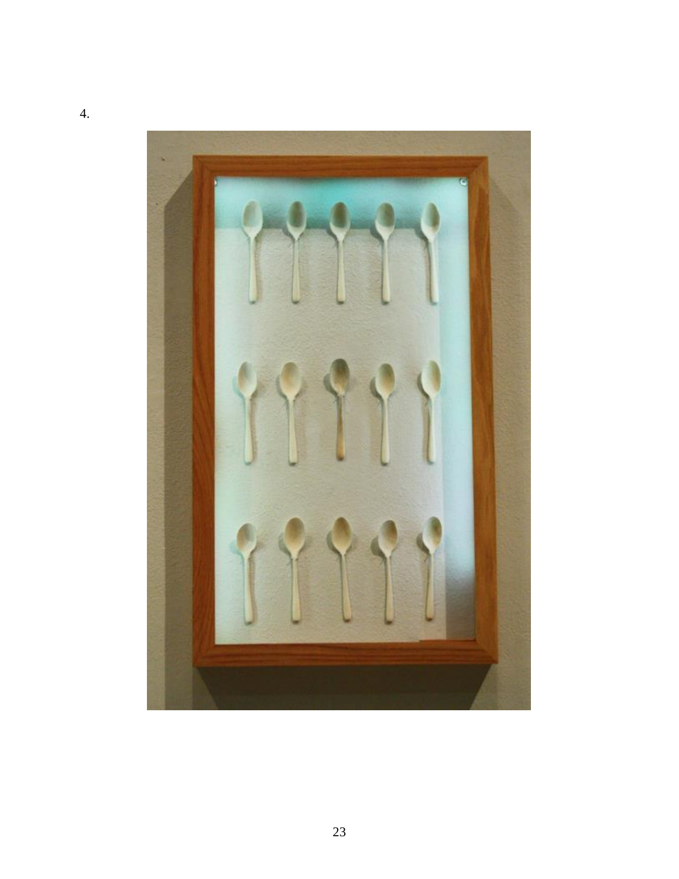4.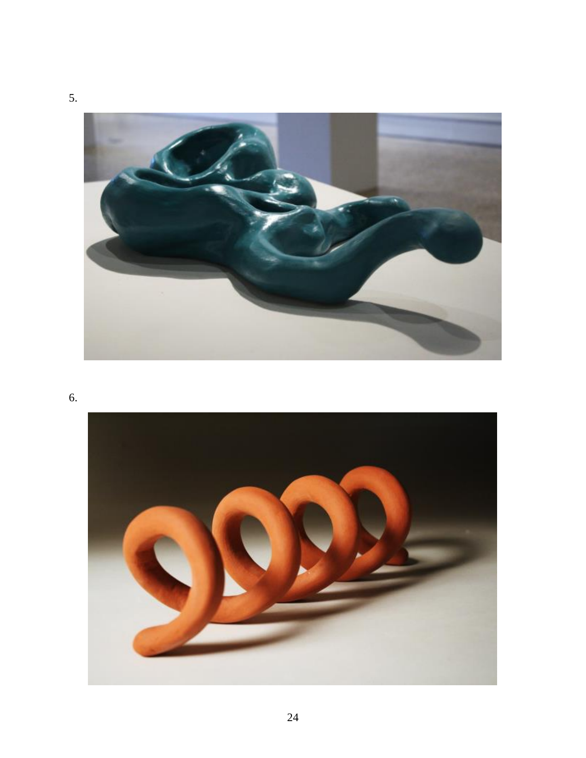5.

6.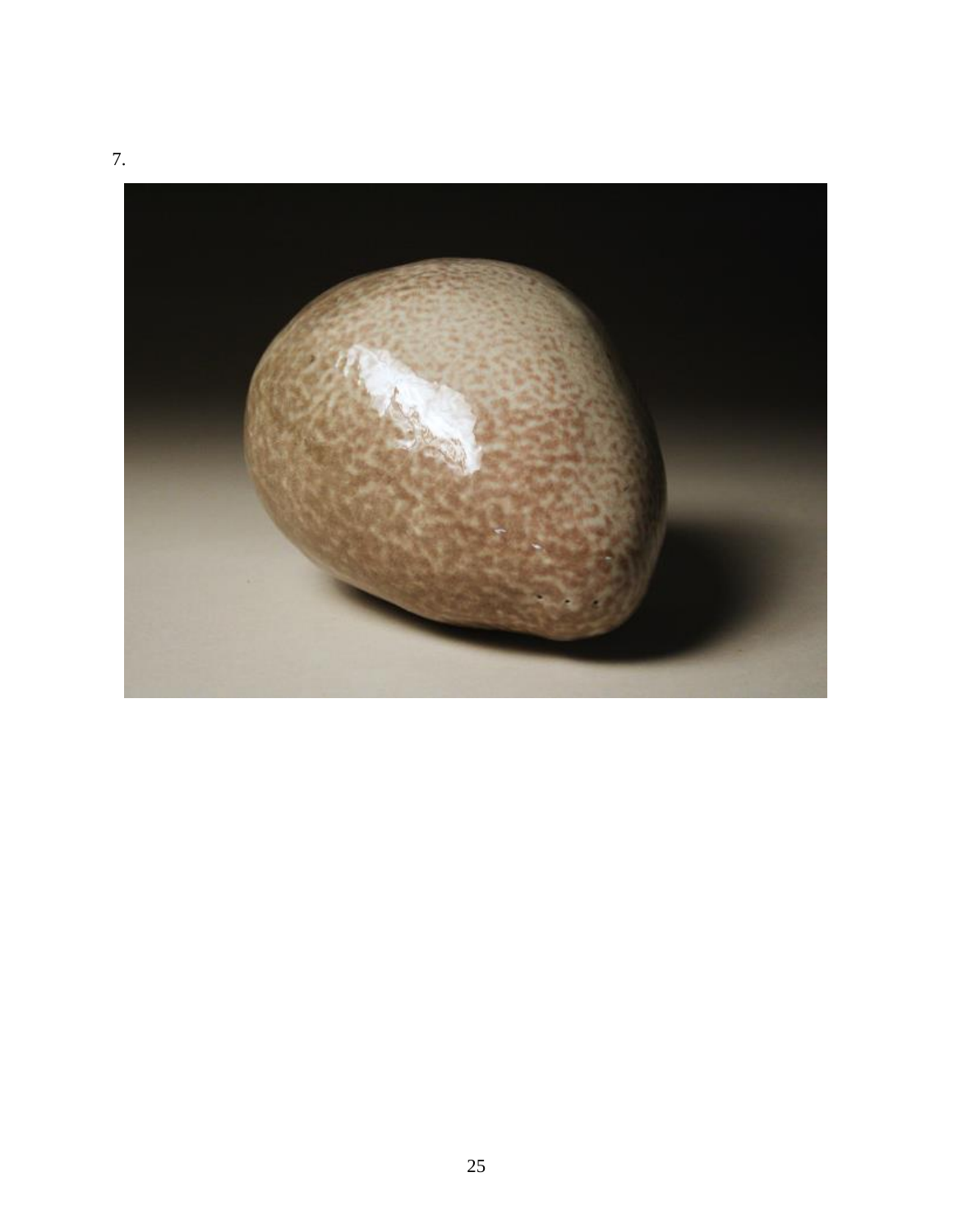7.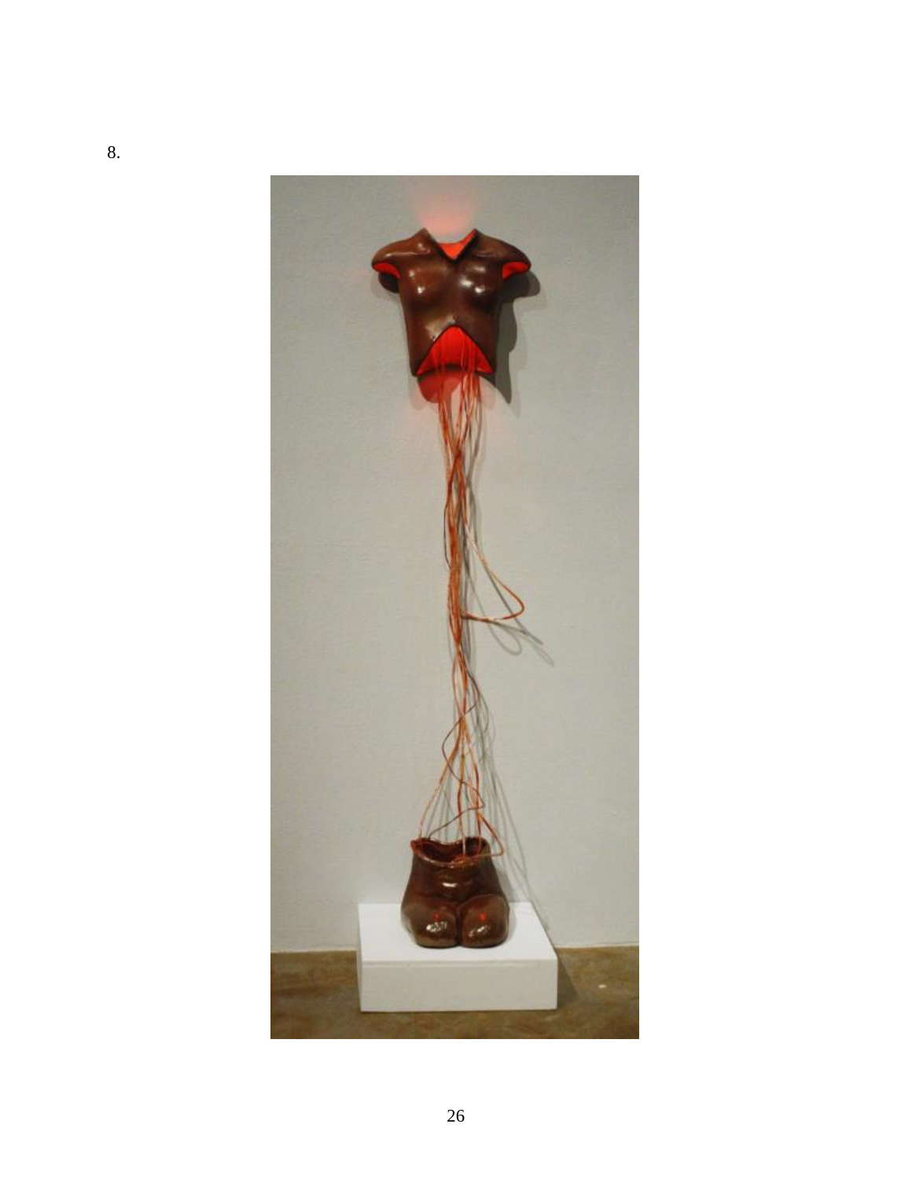8.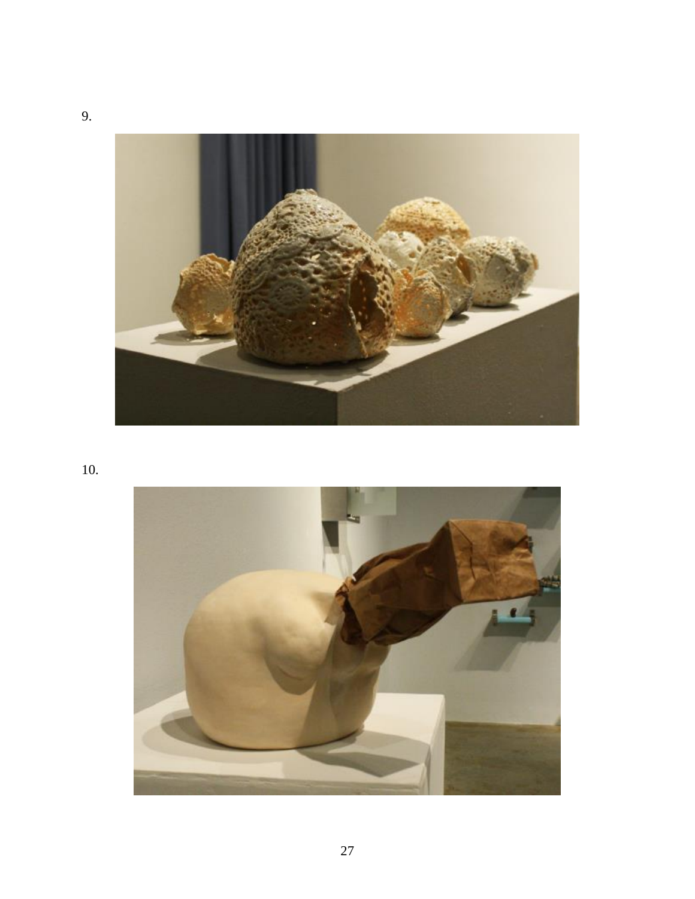9.

10.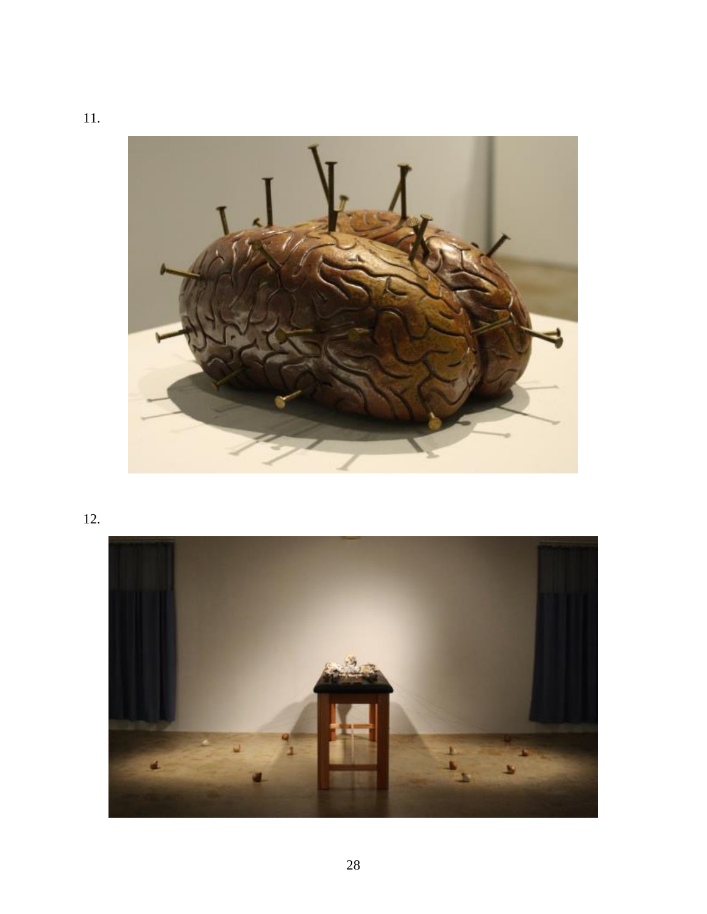11.

12.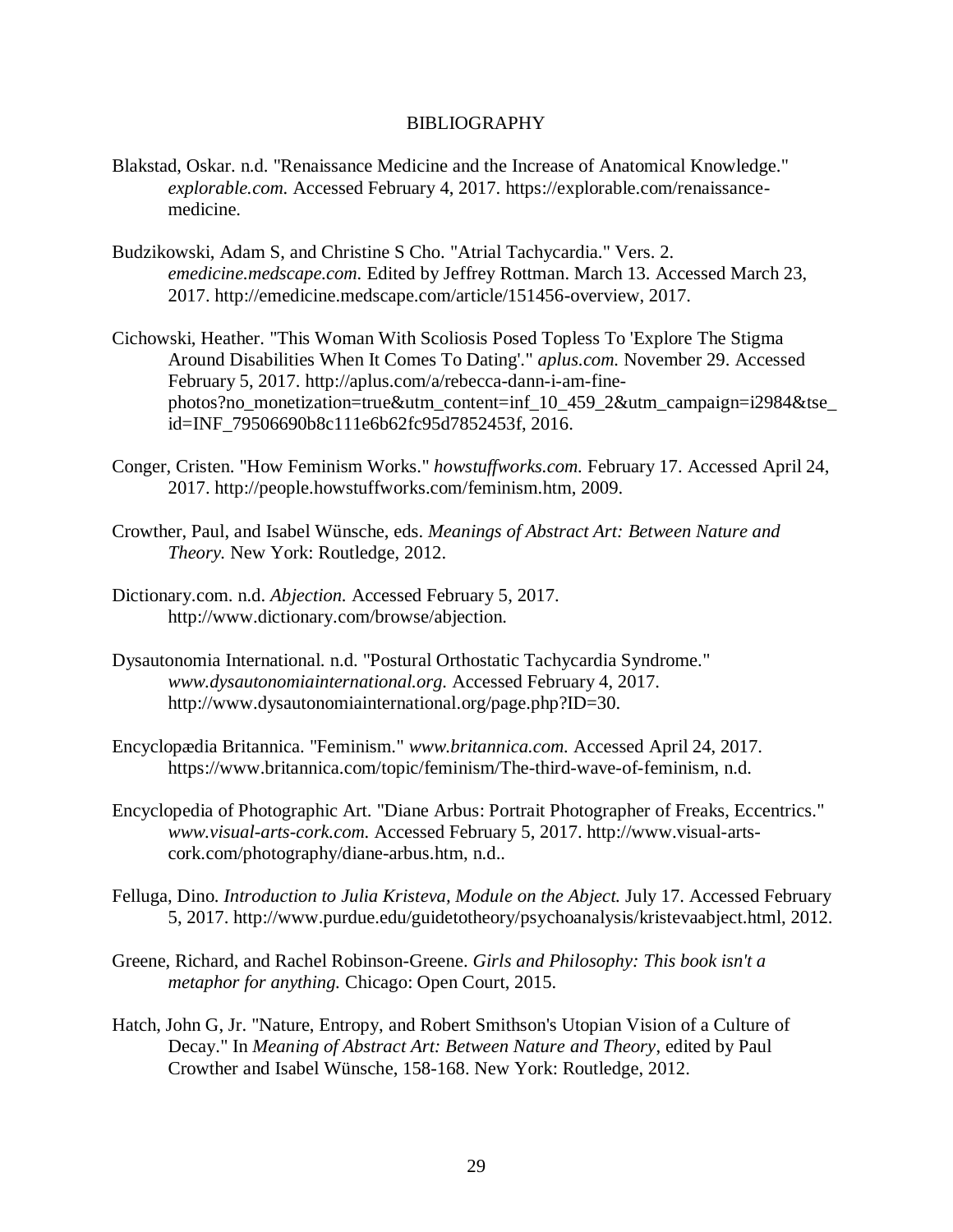# BIBLIOGRAPHY

Blakstad, Oskar. n.d. "Renaissance Medicine and the Increase of Anatomical Knowledge." *explorable.com.* Accessed February 4, 2017. https://explorable.com/renaissance-medicine.

Budzikowski, Adam S, and Christine S Cho. "Atrial Tachycardia." Vers. 2. *emedicine.medscape.com.* Edited by Jeffrey Rottman. March 13. Accessed March 23, 2017. http://emedicine.medscape.com/article/151456-overview, 2017.

Cichowski, Heather. "This Woman With Scoliosis Posed Topless To 'Explore The Stigma Around Disabilities When It Comes To Dating'." *aplus.com.* November 29. Accessed February 5, 2017. http://aplus.com/a/rebecca-dann-i-am-fine-photos?no_monetization=true&utm_content=inf_10_459_2&utm_campaign=i2984&tse_id=INF_79506690b8c111e6b62fc95d7852453f, 2016.

Conger, Cristen. "How Feminism Works." *howstuffworks.com.* February 17. Accessed April 24, 2017. http://people.howstuffworks.com/feminism.htm, 2009.

Crowther, Paul, and Isabel Wünsche, eds. *Meanings of Abstract Art: Between Nature and Theory.* New York: Routledge, 2012.

Dictionary.com. n.d. *Abjection.* Accessed February 5, 2017. http://www.dictionary.com/browse/abjection.

Dysautonomia International. n.d. "Postural Orthostatic Tachycardia Syndrome." *www.dysautonomiainternational.org.* Accessed February 4, 2017. http://www.dysautonomiainternational.org/page.php?ID=30.

Encyclopædia Britannica. "Feminism." *www.britannica.com.* Accessed April 24, 2017. https://www.britannica.com/topic/feminism/The-third-wave-of-feminism, n.d.

Encyclopedia of Photographic Art. "Diane Arbus: Portrait Photographer of Freaks, Eccentrics." *www.visual-arts-cork.com.* Accessed February 5, 2017. http://www.visual-arts-cork.com/photography/diane-arbus.htm, n.d..

Felluga, Dino. *Introduction to Julia Kristeva, Module on the Abject.* July 17. Accessed February 5, 2017. http://www.purdue.edu/guidetotheory/psychoanalysis/kristevaabject.html, 2012.

Greene, Richard, and Rachel Robinson-Greene. *Girls and Philosophy: This book isn't a metaphor for anything.* Chicago: Open Court, 2015.

Hatch, John G, Jr. "Nature, Entropy, and Robert Smithson's Utopian Vision of a Culture of Decay." In *Meaning of Abstract Art: Between Nature and Theory*, edited by Paul Crowther and Isabel Wünsche, 158-168. New York: Routledge, 2012.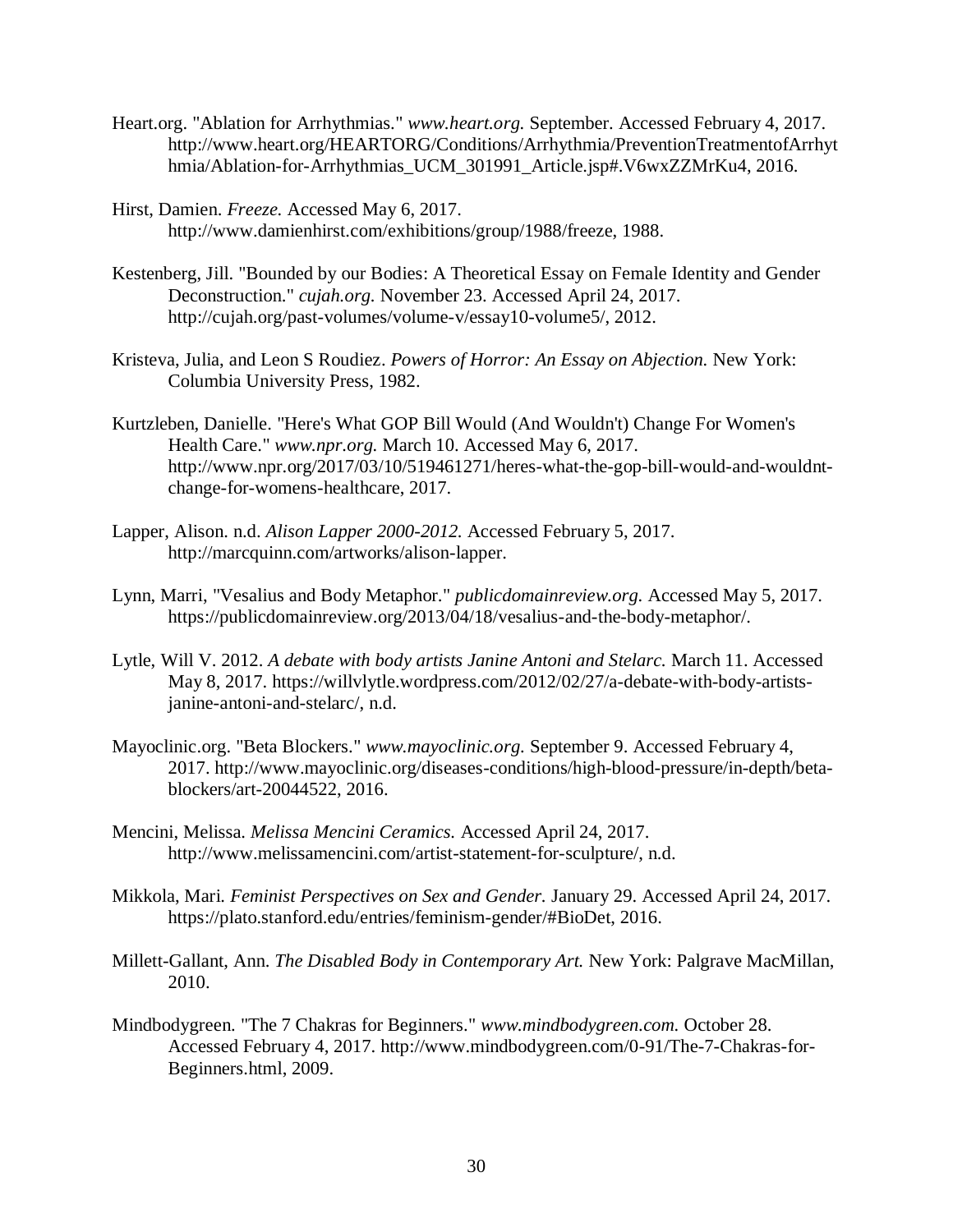Heart.org. "Ablation for Arrhythmias." *www.heart.org.* September. Accessed February 4, 2017. http://www.heart.org/HEARTORG/Conditions/Arrhythmia/PreventionTreatmentofArrhythmia/Ablation-for-Arrhythmias_UCM_301991_Article.jsp#.V6wxZZMrKu4, 2016.

Hirst, Damien. *Freeze.* Accessed May 6, 2017. http://www.damienhirst.com/exhibitions/group/1988/freeze, 1988.

Kestenberg, Jill. "Bounded by our Bodies: A Theoretical Essay on Female Identity and Gender Deconstruction." *cujah.org.* November 23. Accessed April 24, 2017. http://cujah.org/past-volumes/volume-v/essay10-volume5/, 2012.

Kristeva, Julia, and Leon S Roudiez. *Powers of Horror: An Essay on Abjection.* New York: Columbia University Press, 1982.

Kurtzleben, Danielle. "Here's What GOP Bill Would (And Wouldn't) Change For Women's Health Care." *www.npr.org.* March 10. Accessed May 6, 2017. http://www.npr.org/2017/03/10/519461271/heres-what-the-gop-bill-would-and-wouldnt-change-for-womens-healthcare, 2017.

Lapper, Alison. n.d. *Alison Lapper 2000-2012.* Accessed February 5, 2017. http://marcquinn.com/artworks/alison-lapper.

Lynn, Marri, "Vesalius and Body Metaphor." *publicdomainreview.org.* Accessed May 5, 2017. https://publicdomainreview.org/2013/04/18/vesalius-and-the-body-metaphor/.

Lytle, Will V. 2012. *A debate with body artists Janine Antoni and Stelarc.* March 11. Accessed May 8, 2017. https://willvlytle.wordpress.com/2012/02/27/a-debate-with-body-artists-janine-antoni-and-stelarc/, n.d.

Mayoclinic.org. "Beta Blockers." *www.mayoclinic.org.* September 9. Accessed February 4, 2017. http://www.mayoclinic.org/diseases-conditions/high-blood-pressure/in-depth/beta-blockers/art-20044522, 2016.

Mencini, Melissa. *Melissa Mencini Ceramics.* Accessed April 24, 2017. http://www.melissamencini.com/artist-statement-for-sculpture/, n.d.

Mikkola, Mari. *Feminist Perspectives on Sex and Gender.* January 29. Accessed April 24, 2017. https://plato.stanford.edu/entries/feminism-gender/#BioDet, 2016.

Millett-Gallant, Ann. *The Disabled Body in Contemporary Art.* New York: Palgrave MacMillan, 2010.

Mindbodygreen. "The 7 Chakras for Beginners." *www.mindbodygreen.com.* October 28. Accessed February 4, 2017. http://www.mindbodygreen.com/0-91/The-7-Chakras-for-Beginners.html, 2009.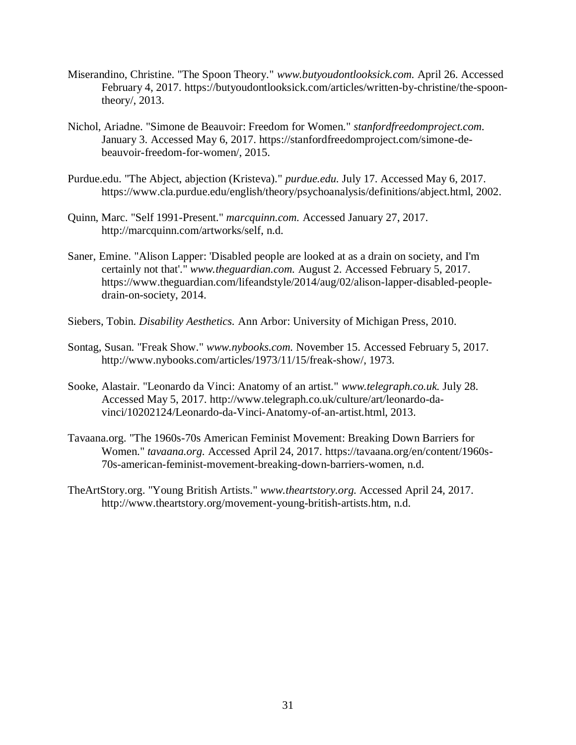Miserandino, Christine. "The Spoon Theory." *www.butyoudontlooksick.com.* April 26. Accessed February 4, 2017. https://butyoudontlooksick.com/articles/written-by-christine/the-spoon-theory/, 2013.

Nichol, Ariadne. "Simone de Beauvoir: Freedom for Women." *stanfordfreedomproject.com.* January 3. Accessed May 6, 2017. https://stanfordfreedomproject.com/simone-de-beauvoir-freedom-for-women/, 2015.

Purdue.edu. "The Abject, abjection (Kristeva)." *purdue.edu.* July 17. Accessed May 6, 2017. https://www.cla.purdue.edu/english/theory/psychoanalysis/definitions/abject.html, 2002.

Quinn, Marc. "Self 1991-Present." *marcquinn.com.* Accessed January 27, 2017. http://marcquinn.com/artworks/self, n.d.

Saner, Emine. "Alison Lapper: 'Disabled people are looked at as a drain on society, and I'm certainly not that'." *www.theguardian.com.* August 2. Accessed February 5, 2017. https://www.theguardian.com/lifeandstyle/2014/aug/02/alison-lapper-disabled-people-drain-on-society, 2014.

Siebers, Tobin. *Disability Aesthetics.* Ann Arbor: University of Michigan Press, 2010.

Sontag, Susan. "Freak Show." *www.nybooks.com.* November 15. Accessed February 5, 2017. http://www.nybooks.com/articles/1973/11/15/freak-show/, 1973.

Sooke, Alastair. "Leonardo da Vinci: Anatomy of an artist." *www.telegraph.co.uk.* July 28. Accessed May 5, 2017. http://www.telegraph.co.uk/culture/art/leonardo-da-vinci/10202124/Leonardo-da-Vinci-Anatomy-of-an-artist.html, 2013.

Tavaana.org. "The 1960s-70s American Feminist Movement: Breaking Down Barriers for Women." *tavaana.org.* Accessed April 24, 2017. https://tavaana.org/en/content/1960s-70s-american-feminist-movement-breaking-down-barriers-women, n.d.

TheArtStory.org. "Young British Artists." *www.theartstory.org.* Accessed April 24, 2017. http://www.theartstory.org/movement-young-british-artists.htm, n.d.